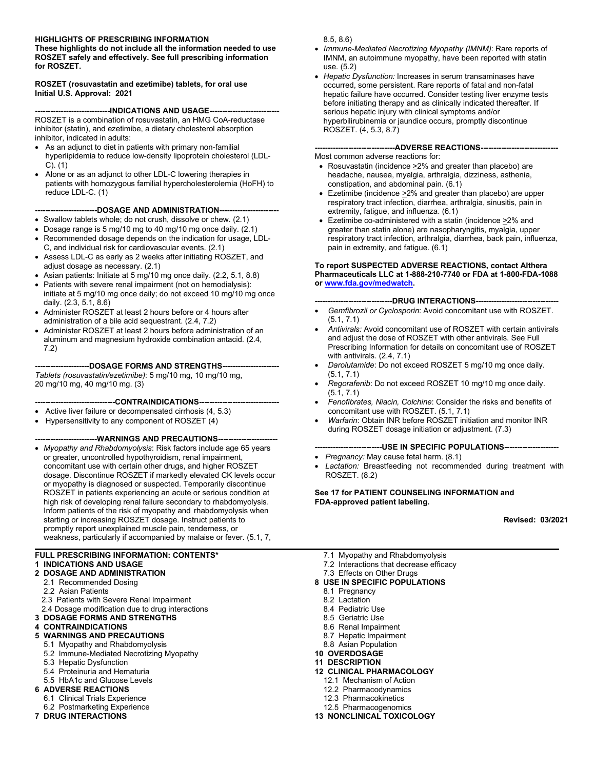**HIGHLIGHTS OF PRESCRIBING INFORMATION**
**These highlights do not include all the information needed to use ROSZET safely and effectively. See full prescribing information for ROSZET.**

**ROSZET (rosuvastatin and ezetimibe) tablets, for oral use**
**Initial U.S. Approval: 2021**

**----------------------------INDICATIONS AND USAGE---------------------------**

ROSZET is a combination of rosuvastatin, an HMG CoA-reductase inhibitor (statin), and ezetimibe, a dietary cholesterol absorption inhibitor, indicated in adults:

- As an adjunct to diet in patients with primary non-familial hyperlipidemia to reduce low-density lipoprotein cholesterol (LDL-C). (1)
- Alone or as an adjunct to other LDL-C lowering therapies in patients with homozygous familial hypercholesterolemia (HoFH) to reduce LDL-C. (1)

**-----------------------DOSAGE AND ADMINISTRATION----------------------**

- Swallow tablets whole; do not crush, dissolve or chew. (2.1)
- Dosage range is 5 mg/10 mg to 40 mg/10 mg once daily. (2.1)
- Recommended dosage depends on the indication for usage, LDL-C, and individual risk for cardiovascular events. (2.1)
- Assess LDL-C as early as 2 weeks after initiating ROSZET, and adjust dosage as necessary. (2.1)
- Asian patients: Initiate at 5 mg/10 mg once daily. (2.2, 5.1, 8.8)
- Patients with severe renal impairment (not on hemodialysis): initiate at 5 mg/10 mg once daily; do not exceed 10 mg/10 mg once daily. (2.3, 5.1, 8.6)
- Administer ROSZET at least 2 hours before or 4 hours after administration of a bile acid sequestrant. (2.4, 7.2)
- Administer ROSZET at least 2 hours before administration of an aluminum and magnesium hydroxide combination antacid. (2.4, 7.2)

**---------------------DOSAGE FORMS AND STRENGTHS----------------------**

*Tablets (rosuvastatin/ezetimibe)*: 5 mg/10 mg, 10 mg/10 mg, 20 mg/10 mg, 40 mg/10 mg. (3)

**-------------------------------CONTRAINDICATIONS-------------------------------**

- Active liver failure or decompensated cirrhosis (4, 5.3)
- Hypersensitivity to any component of ROSZET (4)

**-----------------------WARNINGS AND PRECAUTIONS-----------------------**

- *Myopathy and Rhabdomyolysis*: Risk factors include age 65 years or greater, uncontrolled hypothyroidism, renal impairment, concomitant use with certain other drugs, and higher ROSZET dosage. Discontinue ROSZET if markedly elevated CK levels occur or myopathy is diagnosed or suspected. Temporarily discontinue ROSZET in patients experiencing an acute or serious condition at high risk of developing renal failure secondary to rhabdomyolysis. Inform patients of the risk of myopathy and rhabdomyolysis when starting or increasing ROSZET dosage. Instruct patients to promptly report unexplained muscle pain, tenderness, or weakness, particularly if accompanied by malaise or fever. (5.1, 7, 8.5, 8.6)
- *Immune-Mediated Necrotizing Myopathy (IMNM)*: Rare reports of IMNM, an autoimmune myopathy, have been reported with statin use. (5.2)
- *Hepatic Dysfunction:* Increases in serum transaminases have occurred, some persistent. Rare reports of fatal and non-fatal hepatic failure have occurred. Consider testing liver enzyme tests before initiating therapy and as clinically indicated thereafter. If serious hepatic injury with clinical symptoms and/or hyperbilirubinemia or jaundice occurs, promptly discontinue ROSZET. (4, 5.3, 8.7)

**-------------------------------ADVERSE REACTIONS------------------------------**

Most common adverse reactions for:

- Rosuvastatin (incidence ≥2% and greater than placebo) are headache, nausea, myalgia, arthralgia, dizziness, asthenia, constipation, and abdominal pain. (6.1)
- Ezetimibe (incidence ≥2% and greater than placebo) are upper respiratory tract infection, diarrhea, arthralgia, sinusitis, pain in extremity, fatigue, and influenza. (6.1)
- Ezetimibe co-administered with a statin (incidence ≥2% and greater than statin alone) are nasopharyngitis, myalgia, upper respiratory tract infection, arthralgia, diarrhea, back pain, influenza, pain in extremity, and fatigue. (6.1)

**To report SUSPECTED ADVERSE REACTIONS, contact Althera Pharmaceuticals LLC at 1-888-210-7740 or FDA at 1-800-FDA-1088 or [www.fda.gov/medwatch](http://www.fda.gov/medwatch).**

**------------------------------DRUG INTERACTIONS--------------------------------**

- *Gemfibrozil or Cyclosporin*: Avoid concomitant use with ROSZET. (5.1, 7.1)
- *Antivirals:* Avoid concomitant use of ROSZET with certain antivirals and adjust the dose of ROSZET with other antivirals. See Full Prescribing Information for details on concomitant use of ROSZET with antivirals. (2.4, 7.1)
- *Darolutamide*: Do not exceed ROSZET 5 mg/10 mg once daily. (5.1, 7.1)
- *Regorafenib*: Do not exceed ROSZET 10 mg/10 mg once daily. (5.1, 7.1)
- *Fenofibrates, Niacin, Colchine*: Consider the risks and benefits of concomitant use with ROSZET. (5.1, 7.1)
- *Warfarin*: Obtain INR before ROSZET initiation and monitor INR during ROSZET dosage initiation or adjustment. (7.3)

**--------------------------USE IN SPECIFIC POPULATIONS---------------------**

- *Pregnancy:* May cause fetal harm. (8.1)
- *Lactation:* Breastfeeding not recommended during treatment with ROSZET. (8.2)

**See 17 for PATIENT COUNSELING INFORMATION and FDA-approved patient labeling.**

**Revised: 03/2021**

---

**FULL PRESCRIBING INFORMATION: CONTENTS***

**1 INDICATIONS AND USAGE**
**2 DOSAGE AND ADMINISTRATION**
- 2.1 Recommended Dosing
- 2.2 Asian Patients
- 2.3 Patients with Severe Renal Impairment
- 2.4 Dosage modification due to drug interactions

**3 DOSAGE FORMS AND STRENGTHS**
**4 CONTRAINDICATIONS**
**5 WARNINGS AND PRECAUTIONS**
- 5.1 Myopathy and Rhabdomyolysis
- 5.2 Immune-Mediated Necrotizing Myopathy
- 5.3 Hepatic Dysfunction
- 5.4 Proteinuria and Hematuria
- 5.5 HbA1c and Glucose Levels

**6 ADVERSE REACTIONS**
- 6.1 Clinical Trials Experience
- 6.2 Postmarketing Experience

**7 DRUG INTERACTIONS**
- 7.1 Myopathy and Rhabdomyolysis
- 7.2 Interactions that decrease efficacy
- 7.3 Effects on Other Drugs

**8 USE IN SPECIFIC POPULATIONS**
- 8.1 Pregnancy
- 8.2 Lactation
- 8.4 Pediatric Use
- 8.5 Geriatric Use
- 8.6 Renal Impairment
- 8.7 Hepatic Impairment
- 8.8 Asian Population

**10 OVERDOSAGE**
**11 DESCRIPTION**
**12 CLINICAL PHARMACOLOGY**
- 12.1 Mechanism of Action
- 12.2 Pharmacodynamics
- 12.3 Pharmacokinetics
- 12.5 Pharmacogenomics

**13 NONCLINICAL TOXICOLOGY**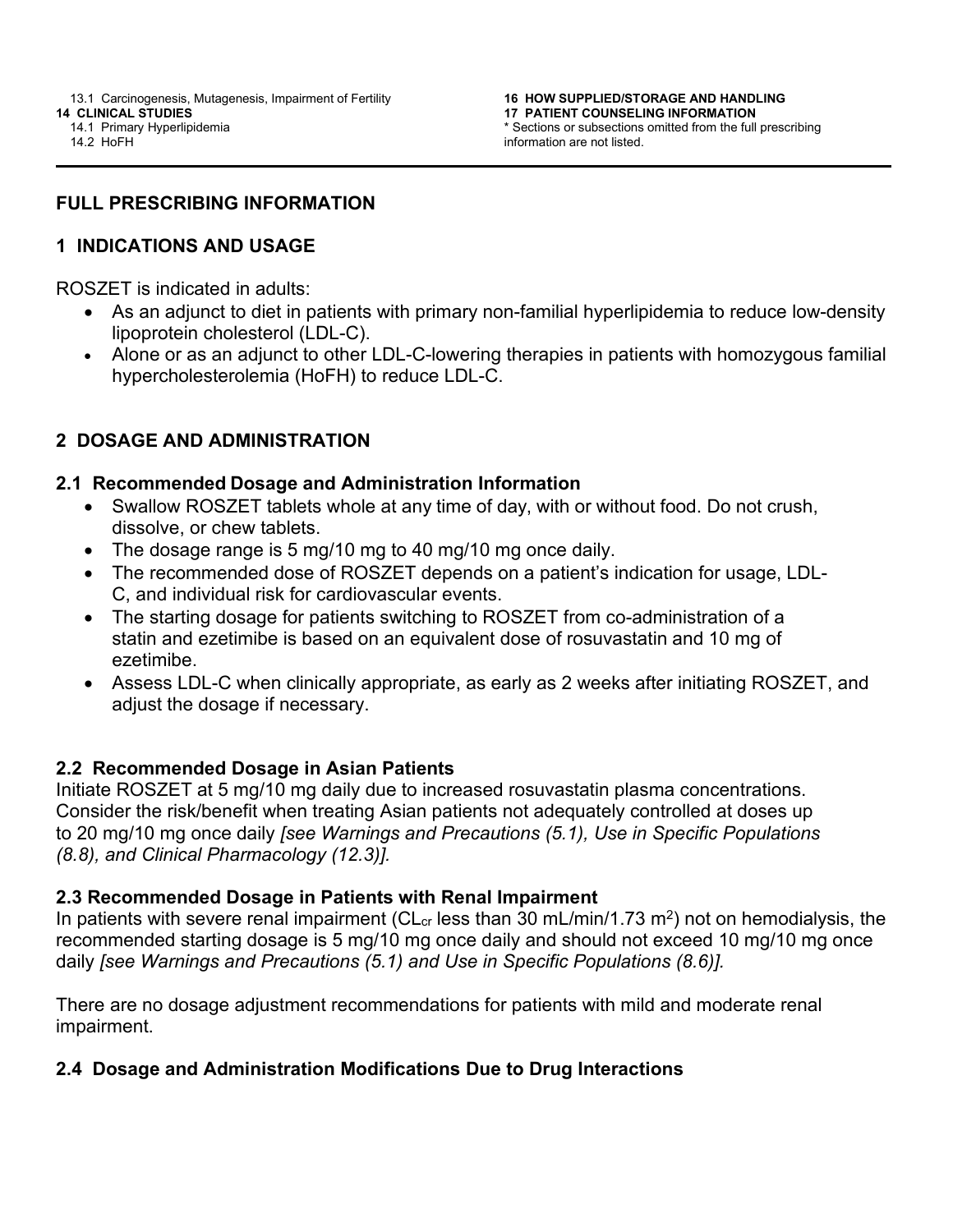13.1 Carcinogenesis, Mutagenesis, Impairment of Fertility

**14 CLINICAL STUDIES**

14.1 Primary Hyperlipidemia

14.2 HoFH

**16 HOW SUPPLIED/STORAGE AND HANDLING**

**17 PATIENT COUNSELING INFORMATION**

* Sections or subsections omitted from the full prescribing information are not listed.

---

# FULL PRESCRIBING INFORMATION

## 1 INDICATIONS AND USAGE

ROSZET is indicated in adults:

- As an adjunct to diet in patients with primary non-familial hyperlipidemia to reduce low-density lipoprotein cholesterol (LDL-C).
- Alone or as an adjunct to other LDL-C-lowering therapies in patients with homozygous familial hypercholesterolemia (HoFH) to reduce LDL-C.

## 2 DOSAGE AND ADMINISTRATION

### 2.1 Recommended Dosage and Administration Information

- Swallow ROSZET tablets whole at any time of day, with or without food. Do not crush, dissolve, or chew tablets.
- The dosage range is 5 mg/10 mg to 40 mg/10 mg once daily.
- The recommended dose of ROSZET depends on a patient's indication for usage, LDL-C, and individual risk for cardiovascular events.
- The starting dosage for patients switching to ROSZET from co-administration of a statin and ezetimibe is based on an equivalent dose of rosuvastatin and 10 mg of ezetimibe.
- Assess LDL-C when clinically appropriate, as early as 2 weeks after initiating ROSZET, and adjust the dosage if necessary.

### 2.2 Recommended Dosage in Asian Patients

Initiate ROSZET at 5 mg/10 mg daily due to increased rosuvastatin plasma concentrations. Consider the risk/benefit when treating Asian patients not adequately controlled at doses up to 20 mg/10 mg once daily *[see Warnings and Precautions (5.1), Use in Specific Populations (8.8), and Clinical Pharmacology (12.3)].*

### 2.3 Recommended Dosage in Patients with Renal Impairment

In patients with severe renal impairment ($CL_{cr}$ less than 30 mL/min/1.73 $m^2$) not on hemodialysis, the recommended starting dosage is 5 mg/10 mg once daily and should not exceed 10 mg/10 mg once daily *[see Warnings and Precautions (5.1) and Use in Specific Populations (8.6)].*

There are no dosage adjustment recommendations for patients with mild and moderate renal impairment.

### 2.4 Dosage and Administration Modifications Due to Drug Interactions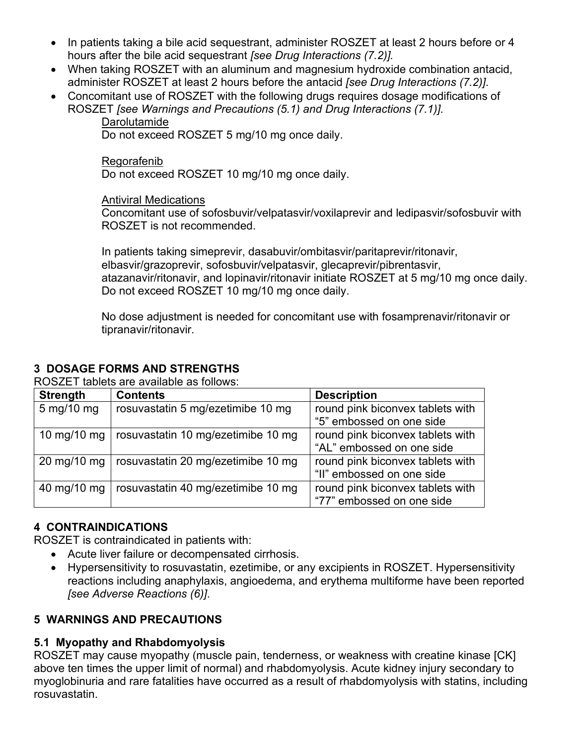- In patients taking a bile acid sequestrant, administer ROSZET at least 2 hours before or 4 hours after the bile acid sequestrant *[see Drug Interactions (7.2)].*
- When taking ROSZET with an aluminum and magnesium hydroxide combination antacid, administer ROSZET at least 2 hours before the antacid *[see Drug Interactions (7.2)]*.
- Concomitant use of ROSZET with the following drugs requires dosage modifications of ROSZET *[see Warnings and Precautions (5.1) and Drug Interactions (7.1)].*

  Darolutamide
  Do not exceed ROSZET 5 mg/10 mg once daily.

  Regorafenib
  Do not exceed ROSZET 10 mg/10 mg once daily.

  Antiviral Medications
  Concomitant use of sofosbuvir/velpatasvir/voxilaprevir and ledipasvir/sofosbuvir with ROSZET is not recommended.

  In patients taking simeprevir, dasabuvir/ombitasvir/paritaprevir/ritonavir, elbasvir/grazoprevir, sofosbuvir/velpatasvir, glecaprevir/pibrentasvir, atazanavir/ritonavir, and lopinavir/ritonavir initiate ROSZET at 5 mg/10 mg once daily. Do not exceed ROSZET 10 mg/10 mg once daily.

  No dose adjustment is needed for concomitant use with fosamprenavir/ritonavir or tipranavir/ritonavir.

## 3 DOSAGE FORMS AND STRENGTHS

ROSZET tablets are available as follows:

| Strength | Contents | Description |
|---|---|---|
| 5 mg/10 mg | rosuvastatin 5 mg/ezetimibe 10 mg | round pink biconvex tablets with "5" embossed on one side |
| 10 mg/10 mg | rosuvastatin 10 mg/ezetimibe 10 mg | round pink biconvex tablets with "AL" embossed on one side |
| 20 mg/10 mg | rosuvastatin 20 mg/ezetimibe 10 mg | round pink biconvex tablets with "II" embossed on one side |
| 40 mg/10 mg | rosuvastatin 40 mg/ezetimibe 10 mg | round pink biconvex tablets with "77" embossed on one side |

## 4 CONTRAINDICATIONS

ROSZET is contraindicated in patients with:

- Acute liver failure or decompensated cirrhosis.
- Hypersensitivity to rosuvastatin, ezetimibe, or any excipients in ROSZET. Hypersensitivity reactions including anaphylaxis, angioedema, and erythema multiforme have been reported *[see Adverse Reactions (6)]*.

## 5 WARNINGS AND PRECAUTIONS

### 5.1 Myopathy and Rhabdomyolysis

ROSZET may cause myopathy (muscle pain, tenderness, or weakness with creatine kinase [CK] above ten times the upper limit of normal) and rhabdomyolysis. Acute kidney injury secondary to myoglobinuria and rare fatalities have occurred as a result of rhabdomyolysis with statins, including rosuvastatin.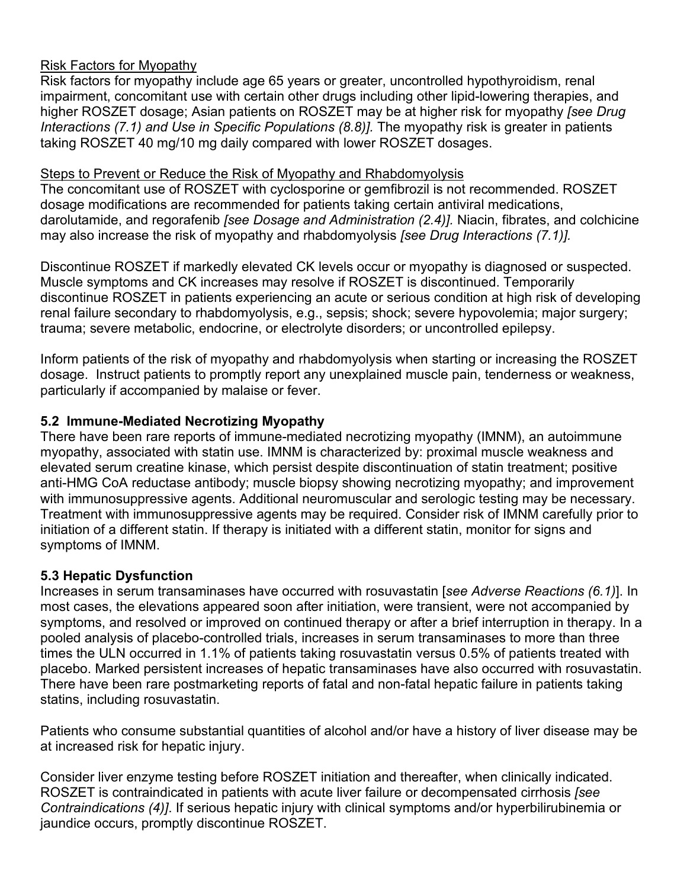Risk Factors for Myopathy

Risk factors for myopathy include age 65 years or greater, uncontrolled hypothyroidism, renal impairment, concomitant use with certain other drugs including other lipid-lowering therapies, and higher ROSZET dosage; Asian patients on ROSZET may be at higher risk for myopathy *[see Drug Interactions (7.1) and Use in Specific Populations (8.8)].* The myopathy risk is greater in patients taking ROSZET 40 mg/10 mg daily compared with lower ROSZET dosages.

Steps to Prevent or Reduce the Risk of Myopathy and Rhabdomyolysis

The concomitant use of ROSZET with cyclosporine or gemfibrozil is not recommended. ROSZET dosage modifications are recommended for patients taking certain antiviral medications, darolutamide, and regorafenib *[see Dosage and Administration (2.4)].* Niacin, fibrates, and colchicine may also increase the risk of myopathy and rhabdomyolysis *[see Drug Interactions (7.1)].*

Discontinue ROSZET if markedly elevated CK levels occur or myopathy is diagnosed or suspected. Muscle symptoms and CK increases may resolve if ROSZET is discontinued. Temporarily discontinue ROSZET in patients experiencing an acute or serious condition at high risk of developing renal failure secondary to rhabdomyolysis, e.g., sepsis; shock; severe hypovolemia; major surgery; trauma; severe metabolic, endocrine, or electrolyte disorders; or uncontrolled epilepsy.

Inform patients of the risk of myopathy and rhabdomyolysis when starting or increasing the ROSZET dosage. Instruct patients to promptly report any unexplained muscle pain, tenderness or weakness, particularly if accompanied by malaise or fever.

### 5.2 Immune-Mediated Necrotizing Myopathy

There have been rare reports of immune-mediated necrotizing myopathy (IMNM), an autoimmune myopathy, associated with statin use. IMNM is characterized by: proximal muscle weakness and elevated serum creatine kinase, which persist despite discontinuation of statin treatment; positive anti-HMG CoA reductase antibody; muscle biopsy showing necrotizing myopathy; and improvement with immunosuppressive agents. Additional neuromuscular and serologic testing may be necessary. Treatment with immunosuppressive agents may be required. Consider risk of IMNM carefully prior to initiation of a different statin. If therapy is initiated with a different statin, monitor for signs and symptoms of IMNM.

### 5.3 Hepatic Dysfunction

Increases in serum transaminases have occurred with rosuvastatin [*see Adverse Reactions (6.1)*]. In most cases, the elevations appeared soon after initiation, were transient, were not accompanied by symptoms, and resolved or improved on continued therapy or after a brief interruption in therapy. In a pooled analysis of placebo-controlled trials, increases in serum transaminases to more than three times the ULN occurred in 1.1% of patients taking rosuvastatin versus 0.5% of patients treated with placebo. Marked persistent increases of hepatic transaminases have also occurred with rosuvastatin. There have been rare postmarketing reports of fatal and non-fatal hepatic failure in patients taking statins, including rosuvastatin.

Patients who consume substantial quantities of alcohol and/or have a history of liver disease may be at increased risk for hepatic injury.

Consider liver enzyme testing before ROSZET initiation and thereafter, when clinically indicated. ROSZET is contraindicated in patients with acute liver failure or decompensated cirrhosis *[see Contraindications (4)]*. If serious hepatic injury with clinical symptoms and/or hyperbilirubinemia or jaundice occurs, promptly discontinue ROSZET.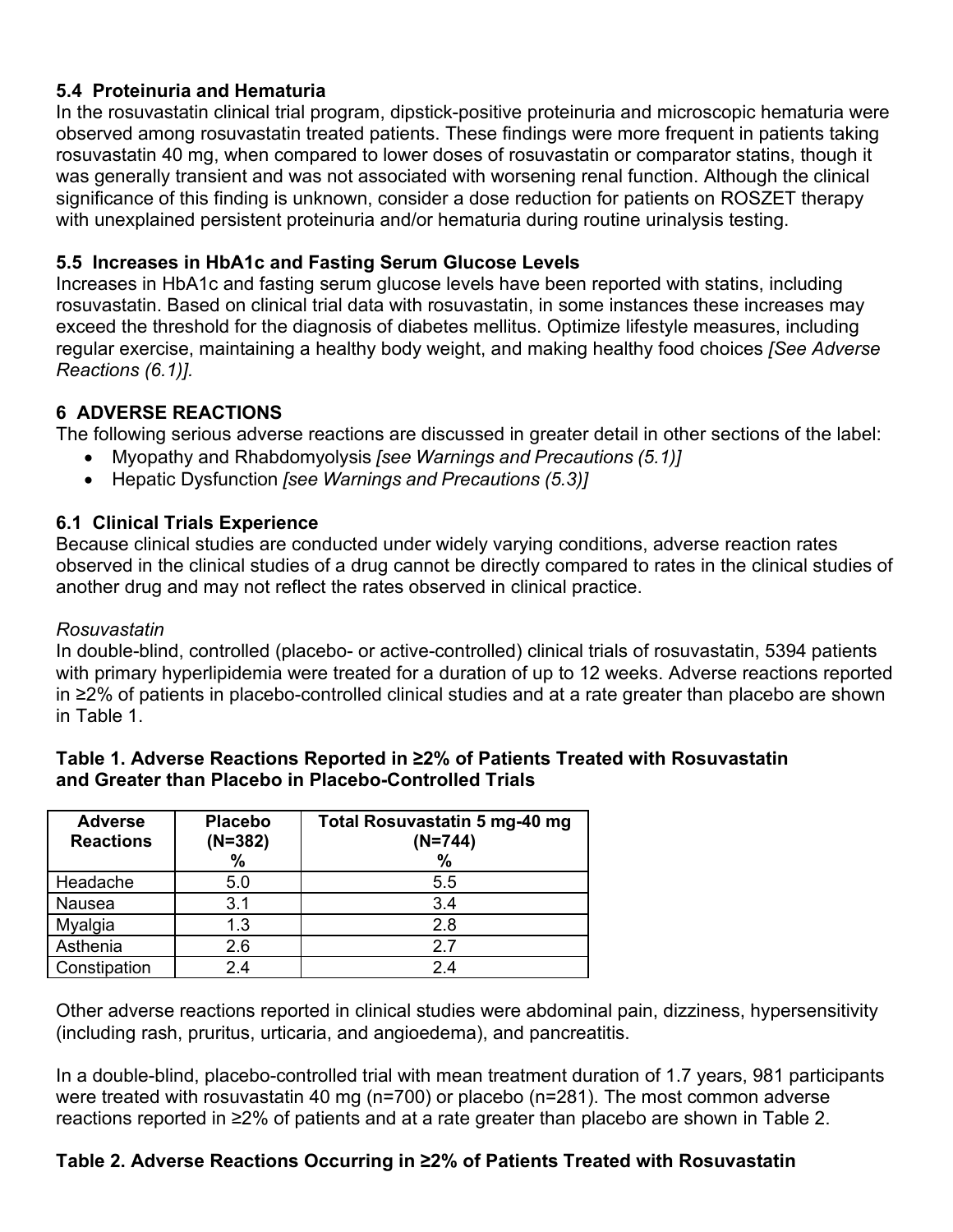### 5.4 Proteinuria and Hematuria

In the rosuvastatin clinical trial program, dipstick-positive proteinuria and microscopic hematuria were observed among rosuvastatin treated patients. These findings were more frequent in patients taking rosuvastatin 40 mg, when compared to lower doses of rosuvastatin or comparator statins, though it was generally transient and was not associated with worsening renal function. Although the clinical significance of this finding is unknown, consider a dose reduction for patients on ROSZET therapy with unexplained persistent proteinuria and/or hematuria during routine urinalysis testing.

### 5.5 Increases in HbA1c and Fasting Serum Glucose Levels

Increases in HbA1c and fasting serum glucose levels have been reported with statins, including rosuvastatin. Based on clinical trial data with rosuvastatin, in some instances these increases may exceed the threshold for the diagnosis of diabetes mellitus. Optimize lifestyle measures, including regular exercise, maintaining a healthy body weight, and making healthy food choices *[See Adverse Reactions (6.1)].*

## 6 ADVERSE REACTIONS

The following serious adverse reactions are discussed in greater detail in other sections of the label:

- Myopathy and Rhabdomyolysis *[see Warnings and Precautions (5.1)]*
- Hepatic Dysfunction *[see Warnings and Precautions (5.3)]*

### 6.1 Clinical Trials Experience

Because clinical studies are conducted under widely varying conditions, adverse reaction rates observed in the clinical studies of a drug cannot be directly compared to rates in the clinical studies of another drug and may not reflect the rates observed in clinical practice.

*Rosuvastatin*

In double-blind, controlled (placebo- or active-controlled) clinical trials of rosuvastatin, 5394 patients with primary hyperlipidemia were treated for a duration of up to 12 weeks. Adverse reactions reported in ≥2% of patients in placebo-controlled clinical studies and at a rate greater than placebo are shown in Table 1.

**Table 1. Adverse Reactions Reported in ≥2% of Patients Treated with Rosuvastatin and Greater than Placebo in Placebo-Controlled Trials**

| Adverse Reactions | Placebo (N=382) % | Total Rosuvastatin 5 mg-40 mg (N=744) % |
|---|---|---|
| Headache | 5.0 | 5.5 |
| Nausea | 3.1 | 3.4 |
| Myalgia | 1.3 | 2.8 |
| Asthenia | 2.6 | 2.7 |
| Constipation | 2.4 | 2.4 |

Other adverse reactions reported in clinical studies were abdominal pain, dizziness, hypersensitivity (including rash, pruritus, urticaria, and angioedema), and pancreatitis.

In a double-blind, placebo-controlled trial with mean treatment duration of 1.7 years, 981 participants were treated with rosuvastatin 40 mg (n=700) or placebo (n=281). The most common adverse reactions reported in ≥2% of patients and at a rate greater than placebo are shown in Table 2.

**Table 2. Adverse Reactions Occurring in ≥2% of Patients Treated with Rosuvastatin**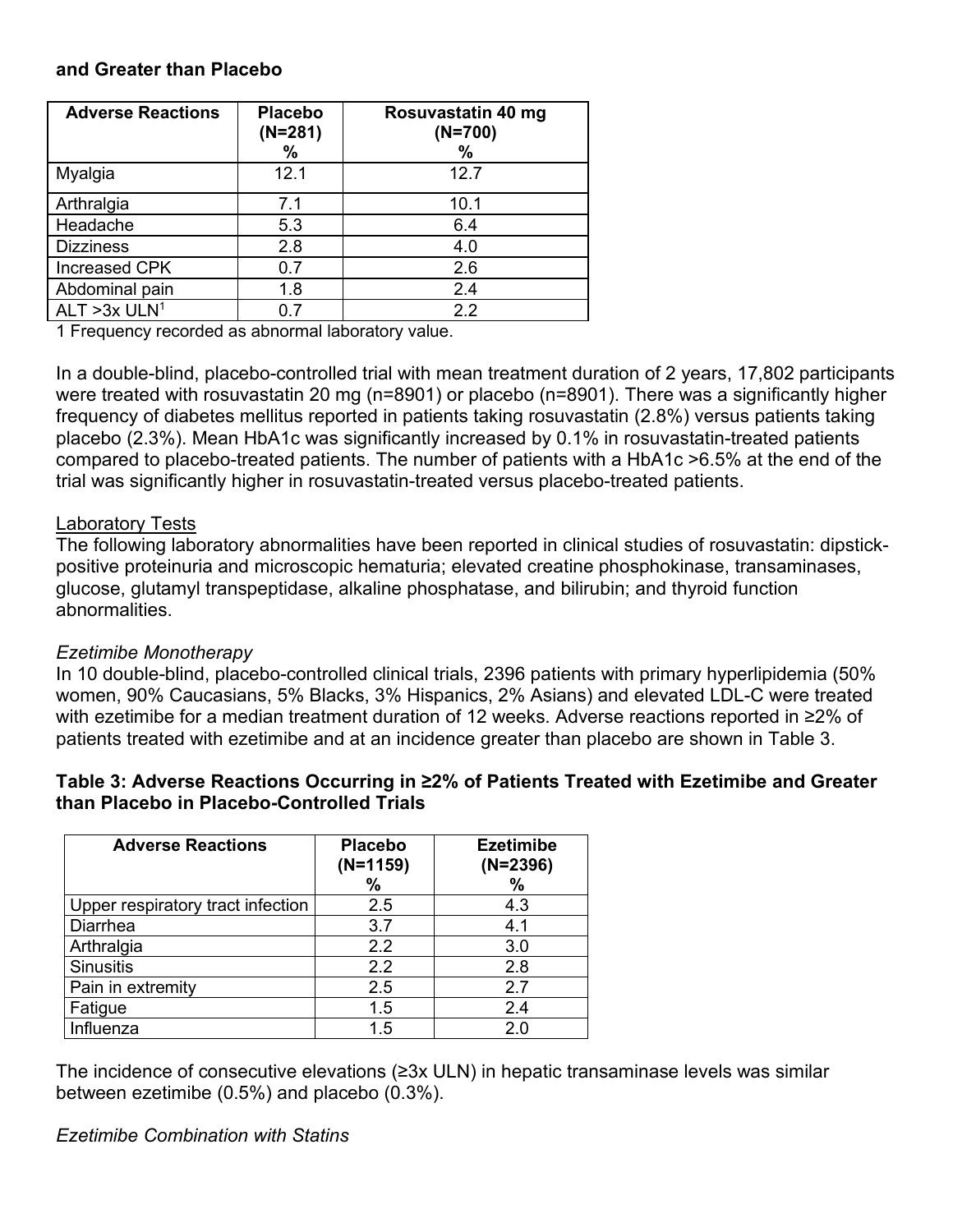**and Greater than Placebo**

| Adverse Reactions | Placebo (N=281) % | Rosuvastatin 40 mg (N=700) % |
|---|---|---|
| Myalgia | 12.1 | 12.7 |
| Arthralgia | 7.1 | 10.1 |
| Headache | 5.3 | 6.4 |
| Dizziness | 2.8 | 4.0 |
| Increased CPK | 0.7 | 2.6 |
| Abdominal pain | 1.8 | 2.4 |
| ALT >3x ULN[1] | 0.7 | 2.2 |

1 Frequency recorded as abnormal laboratory value.

In a double-blind, placebo-controlled trial with mean treatment duration of 2 years, 17,802 participants were treated with rosuvastatin 20 mg (n=8901) or placebo (n=8901). There was a significantly higher frequency of diabetes mellitus reported in patients taking rosuvastatin (2.8%) versus patients taking placebo (2.3%). Mean HbA1c was significantly increased by 0.1% in rosuvastatin-treated patients compared to placebo-treated patients. The number of patients with a HbA1c >6.5% at the end of the trial was significantly higher in rosuvastatin-treated versus placebo-treated patients.

Laboratory Tests

The following laboratory abnormalities have been reported in clinical studies of rosuvastatin: dipstick-positive proteinuria and microscopic hematuria; elevated creatine phosphokinase, transaminases, glucose, glutamyl transpeptidase, alkaline phosphatase, and bilirubin; and thyroid function abnormalities.

*Ezetimibe Monotherapy*

In 10 double-blind, placebo-controlled clinical trials, 2396 patients with primary hyperlipidemia (50% women, 90% Caucasians, 5% Blacks, 3% Hispanics, 2% Asians) and elevated LDL-C were treated with ezetimibe for a median treatment duration of 12 weeks. Adverse reactions reported in ≥2% of patients treated with ezetimibe and at an incidence greater than placebo are shown in Table 3.

**Table 3: Adverse Reactions Occurring in ≥2% of Patients Treated with Ezetimibe and Greater than Placebo in Placebo-Controlled Trials**

| Adverse Reactions | Placebo (N=1159) % | Ezetimibe (N=2396) % |
|---|---|---|
| Upper respiratory tract infection | 2.5 | 4.3 |
| Diarrhea | 3.7 | 4.1 |
| Arthralgia | 2.2 | 3.0 |
| Sinusitis | 2.2 | 2.8 |
| Pain in extremity | 2.5 | 2.7 |
| Fatigue | 1.5 | 2.4 |
| Influenza | 1.5 | 2.0 |

The incidence of consecutive elevations (≥3x ULN) in hepatic transaminase levels was similar between ezetimibe (0.5%) and placebo (0.3%).

*Ezetimibe Combination with Statins*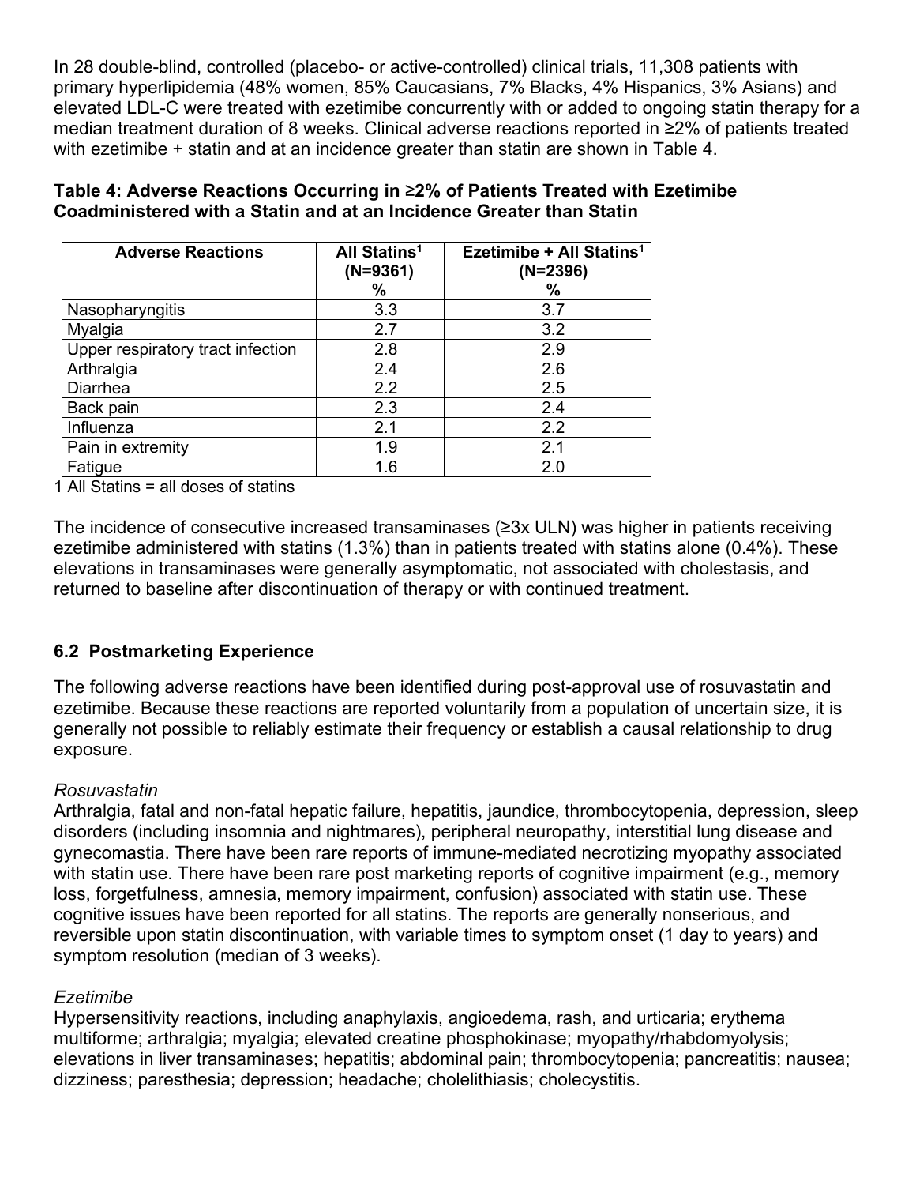In 28 double-blind, controlled (placebo- or active-controlled) clinical trials, 11,308 patients with primary hyperlipidemia (48% women, 85% Caucasians, 7% Blacks, 4% Hispanics, 3% Asians) and elevated LDL-C were treated with ezetimibe concurrently with or added to ongoing statin therapy for a median treatment duration of 8 weeks. Clinical adverse reactions reported in ≥2% of patients treated with ezetimibe + statin and at an incidence greater than statin are shown in Table 4.

**Table 4: Adverse Reactions Occurring in ≥2% of Patients Treated with Ezetimibe Coadministered with a Statin and at an Incidence Greater than Statin**

| Adverse Reactions | All Statins[1] (N=9361) % | Ezetimibe + All Statins[1] (N=2396) % |
|---|---|---|
| Nasopharyngitis | 3.3 | 3.7 |
| Myalgia | 2.7 | 3.2 |
| Upper respiratory tract infection | 2.8 | 2.9 |
| Arthralgia | 2.4 | 2.6 |
| Diarrhea | 2.2 | 2.5 |
| Back pain | 2.3 | 2.4 |
| Influenza | 2.1 | 2.2 |
| Pain in extremity | 1.9 | 2.1 |
| Fatigue | 1.6 | 2.0 |

1 All Statins = all doses of statins

The incidence of consecutive increased transaminases (≥3x ULN) was higher in patients receiving ezetimibe administered with statins (1.3%) than in patients treated with statins alone (0.4%). These elevations in transaminases were generally asymptomatic, not associated with cholestasis, and returned to baseline after discontinuation of therapy or with continued treatment.

## 6.2 Postmarketing Experience

The following adverse reactions have been identified during post-approval use of rosuvastatin and ezetimibe. Because these reactions are reported voluntarily from a population of uncertain size, it is generally not possible to reliably estimate their frequency or establish a causal relationship to drug exposure.

*Rosuvastatin*

Arthralgia, fatal and non-fatal hepatic failure, hepatitis, jaundice, thrombocytopenia, depression, sleep disorders (including insomnia and nightmares), peripheral neuropathy, interstitial lung disease and gynecomastia. There have been rare reports of immune-mediated necrotizing myopathy associated with statin use. There have been rare post marketing reports of cognitive impairment (e.g., memory loss, forgetfulness, amnesia, memory impairment, confusion) associated with statin use. These cognitive issues have been reported for all statins. The reports are generally nonserious, and reversible upon statin discontinuation, with variable times to symptom onset (1 day to years) and symptom resolution (median of 3 weeks).

*Ezetimibe*

Hypersensitivity reactions, including anaphylaxis, angioedema, rash, and urticaria; erythema multiforme; arthralgia; myalgia; elevated creatine phosphokinase; myopathy/rhabdomyolysis; elevations in liver transaminases; hepatitis; abdominal pain; thrombocytopenia; pancreatitis; nausea; dizziness; paresthesia; depression; headache; cholelithiasis; cholecystitis.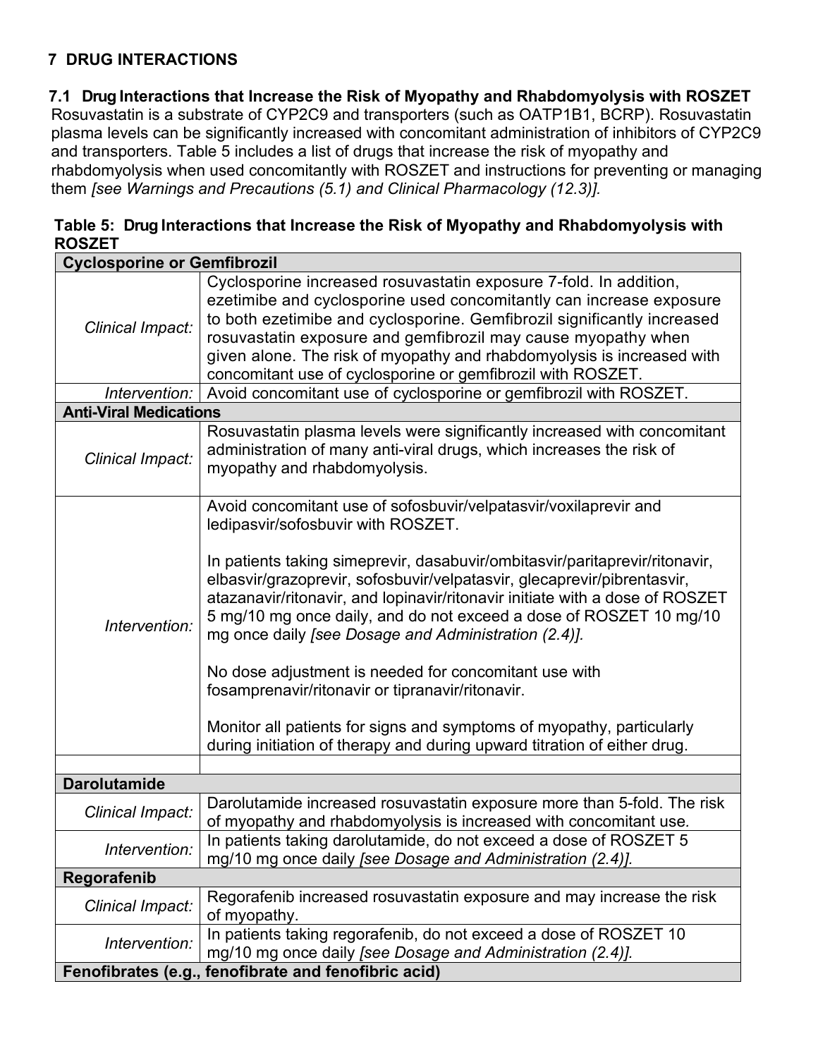## 7 DRUG INTERACTIONS

### 7.1 Drug Interactions that Increase the Risk of Myopathy and Rhabdomyolysis with ROSZET

Rosuvastatin is a substrate of CYP2C9 and transporters (such as OATP1B1, BCRP). Rosuvastatin plasma levels can be significantly increased with concomitant administration of inhibitors of CYP2C9 and transporters. Table 5 includes a list of drugs that increase the risk of myopathy and rhabdomyolysis when used concomitantly with ROSZET and instructions for preventing or managing them *[see Warnings and Precautions (5.1) and Clinical Pharmacology (12.3)].*

**Table 5: Drug Interactions that Increase the Risk of Myopathy and Rhabdomyolysis with ROSZET**

| **Cyclosporine or Gemfibrozil** | |
|---|---|
| *Clinical Impact:* | Cyclosporine increased rosuvastatin exposure 7-fold. In addition, ezetimibe and cyclosporine used concomitantly can increase exposure to both ezetimibe and cyclosporine. Gemfibrozil significantly increased rosuvastatin exposure and gemfibrozil may cause myopathy when given alone. The risk of myopathy and rhabdomyolysis is increased with concomitant use of cyclosporine or gemfibrozil with ROSZET. |
| *Intervention:* | Avoid concomitant use of cyclosporine or gemfibrozil with ROSZET. |
| **Anti-Viral Medications** | |
| *Clinical Impact:* | Rosuvastatin plasma levels were significantly increased with concomitant administration of many anti-viral drugs, which increases the risk of myopathy and rhabdomyolysis. |
| *Intervention:* | Avoid concomitant use of sofosbuvir/velpatasvir/voxilaprevir and ledipasvir/sofosbuvir with ROSZET.<br><br>In patients taking simeprevir, dasabuvir/ombitasvir/paritaprevir/ritonavir, elbasvir/grazoprevir, sofosbuvir/velpatasvir, glecaprevir/pibrentasvir, atazanavir/ritonavir, and lopinavir/ritonavir initiate with a dose of ROSZET 5 mg/10 mg once daily, and do not exceed a dose of ROSZET 10 mg/10 mg once daily *[see Dosage and Administration (2.4)].*<br><br>No dose adjustment is needed for concomitant use with fosamprenavir/ritonavir or tipranavir/ritonavir.<br><br>Monitor all patients for signs and symptoms of myopathy, particularly during initiation of therapy and during upward titration of either drug. |
| | |
| **Darolutamide** | |
| *Clinical Impact:* | Darolutamide increased rosuvastatin exposure more than 5-fold. The risk of myopathy and rhabdomyolysis is increased with concomitant use. |
| *Intervention:* | In patients taking darolutamide, do not exceed a dose of ROSZET 5 mg/10 mg once daily *[see Dosage and Administration (2.4)].* |
| **Regorafenib** | |
| *Clinical Impact:* | Regorafenib increased rosuvastatin exposure and may increase the risk of myopathy. |
| *Intervention:* | In patients taking regorafenib, do not exceed a dose of ROSZET 10 mg/10 mg once daily *[see Dosage and Administration (2.4)].* |
| **Fenofibrates (e.g., fenofibrate and fenofibric acid)** | |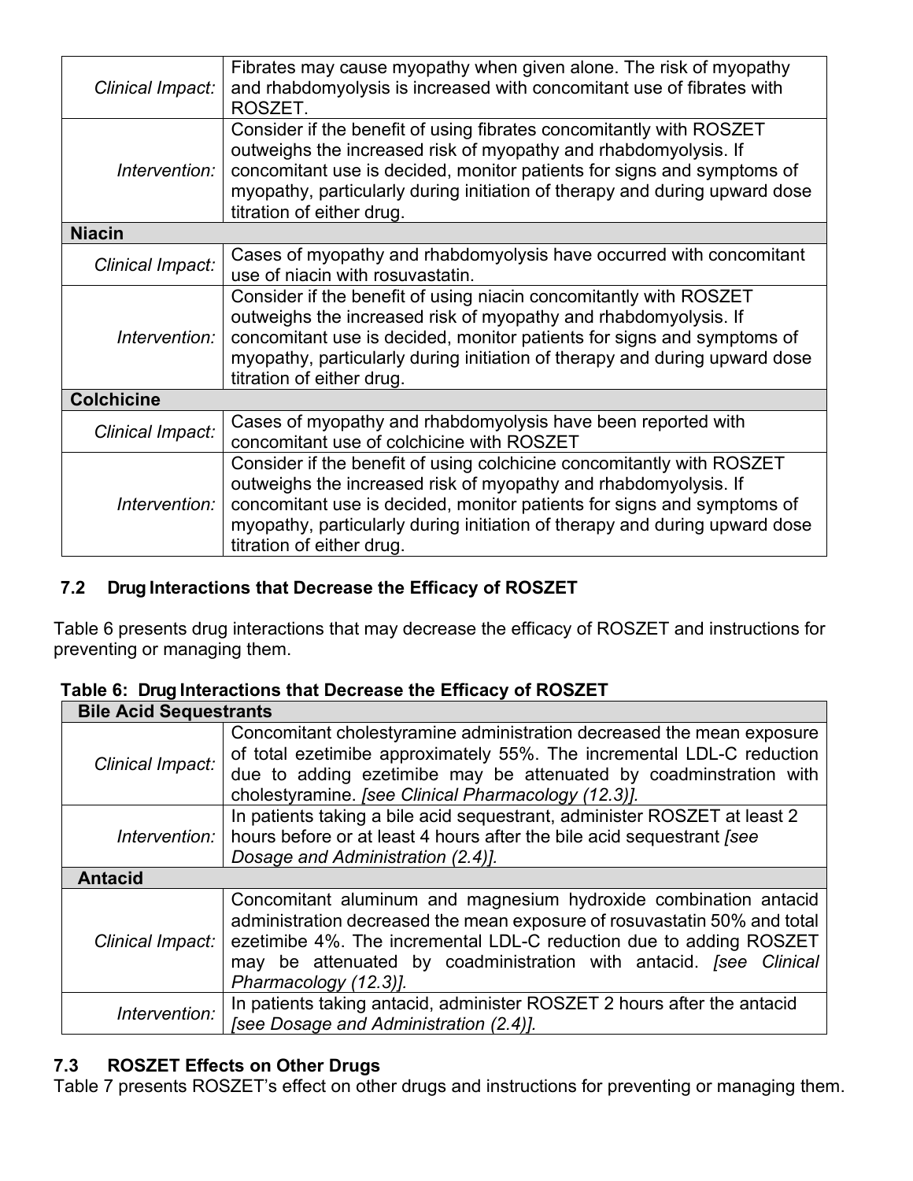| | |
|---|---|
| *Clinical Impact:* | Fibrates may cause myopathy when given alone. The risk of myopathy and rhabdomyolysis is increased with concomitant use of fibrates with ROSZET. |
| *Intervention:* | Consider if the benefit of using fibrates concomitantly with ROSZET outweighs the increased risk of myopathy and rhabdomyolysis. If concomitant use is decided, monitor patients for signs and symptoms of myopathy, particularly during initiation of therapy and during upward dose titration of either drug. |
| **Niacin** | |
| *Clinical Impact:* | Cases of myopathy and rhabdomyolysis have occurred with concomitant use of niacin with rosuvastatin. |
| *Intervention:* | Consider if the benefit of using niacin concomitantly with ROSZET outweighs the increased risk of myopathy and rhabdomyolysis. If concomitant use is decided, monitor patients for signs and symptoms of myopathy, particularly during initiation of therapy and during upward dose titration of either drug. |
| **Colchicine** | |
| *Clinical Impact:* | Cases of myopathy and rhabdomyolysis have been reported with concomitant use of colchicine with ROSZET |
| *Intervention:* | Consider if the benefit of using colchicine concomitantly with ROSZET outweighs the increased risk of myopathy and rhabdomyolysis. If concomitant use is decided, monitor patients for signs and symptoms of myopathy, particularly during initiation of therapy and during upward dose titration of either drug. |

## 7.2 Drug Interactions that Decrease the Efficacy of ROSZET

Table 6 presents drug interactions that may decrease the efficacy of ROSZET and instructions for preventing or managing them.

**Table 6: Drug Interactions that Decrease the Efficacy of ROSZET**

| **Bile Acid Sequestrants** | |
|---|---|
| *Clinical Impact:* | Concomitant cholestyramine administration decreased the mean exposure of total ezetimibe approximately 55%. The incremental LDL-C reduction due to adding ezetimibe may be attenuated by coadminstration with cholestyramine. *[see Clinical Pharmacology (12.3)].* |
| *Intervention:* | In patients taking a bile acid sequestrant, administer ROSZET at least 2 hours before or at least 4 hours after the bile acid sequestrant *[see Dosage and Administration (2.4)].* |
| **Antacid** | |
| *Clinical Impact:* | Concomitant aluminum and magnesium hydroxide combination antacid administration decreased the mean exposure of rosuvastatin 50% and total ezetimibe 4%. The incremental LDL-C reduction due to adding ROSZET may be attenuated by coadministration with antacid. *[see Clinical Pharmacology (12.3)].* |
| *Intervention:* | In patients taking antacid, administer ROSZET 2 hours after the antacid *[see Dosage and Administration (2.4)].* |

## 7.3 ROSZET Effects on Other Drugs

Table 7 presents ROSZET's effect on other drugs and instructions for preventing or managing them.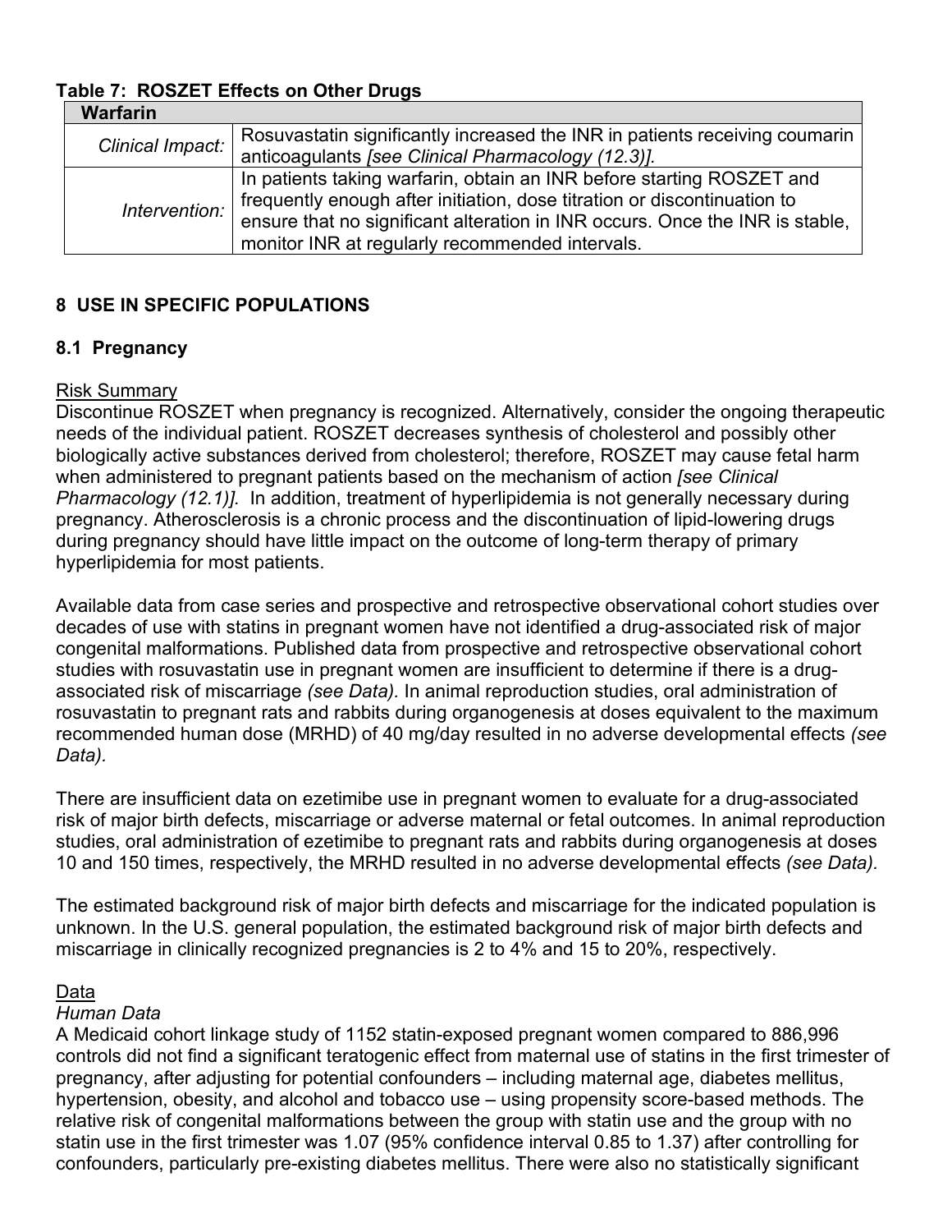**Table 7: ROSZET Effects on Other Drugs**

| **Warfarin** | |
|---|---|
| *Clinical Impact:* | Rosuvastatin significantly increased the INR in patients receiving coumarin anticoagulants *[see Clinical Pharmacology (12.3)].* |
| *Intervention:* | In patients taking warfarin, obtain an INR before starting ROSZET and frequently enough after initiation, dose titration or discontinuation to ensure that no significant alteration in INR occurs. Once the INR is stable, monitor INR at regularly recommended intervals. |

## 8 USE IN SPECIFIC POPULATIONS

### 8.1 Pregnancy

Risk Summary

Discontinue ROSZET when pregnancy is recognized. Alternatively, consider the ongoing therapeutic needs of the individual patient. ROSZET decreases synthesis of cholesterol and possibly other biologically active substances derived from cholesterol; therefore, ROSZET may cause fetal harm when administered to pregnant patients based on the mechanism of action *[see Clinical Pharmacology (12.1)].* In addition, treatment of hyperlipidemia is not generally necessary during pregnancy. Atherosclerosis is a chronic process and the discontinuation of lipid-lowering drugs during pregnancy should have little impact on the outcome of long-term therapy of primary hyperlipidemia for most patients.

Available data from case series and prospective and retrospective observational cohort studies over decades of use with statins in pregnant women have not identified a drug-associated risk of major congenital malformations. Published data from prospective and retrospective observational cohort studies with rosuvastatin use in pregnant women are insufficient to determine if there is a drug-associated risk of miscarriage *(see Data).* In animal reproduction studies, oral administration of rosuvastatin to pregnant rats and rabbits during organogenesis at doses equivalent to the maximum recommended human dose (MRHD) of 40 mg/day resulted in no adverse developmental effects *(see Data).*

There are insufficient data on ezetimibe use in pregnant women to evaluate for a drug-associated risk of major birth defects, miscarriage or adverse maternal or fetal outcomes. In animal reproduction studies, oral administration of ezetimibe to pregnant rats and rabbits during organogenesis at doses 10 and 150 times, respectively, the MRHD resulted in no adverse developmental effects *(see Data).*

The estimated background risk of major birth defects and miscarriage for the indicated population is unknown. In the U.S. general population, the estimated background risk of major birth defects and miscarriage in clinically recognized pregnancies is 2 to 4% and 15 to 20%, respectively.

Data

*Human Data*

A Medicaid cohort linkage study of 1152 statin-exposed pregnant women compared to 886,996 controls did not find a significant teratogenic effect from maternal use of statins in the first trimester of pregnancy, after adjusting for potential confounders – including maternal age, diabetes mellitus, hypertension, obesity, and alcohol and tobacco use – using propensity score-based methods. The relative risk of congenital malformations between the group with statin use and the group with no statin use in the first trimester was 1.07 (95% confidence interval 0.85 to 1.37) after controlling for confounders, particularly pre-existing diabetes mellitus. There were also no statistically significant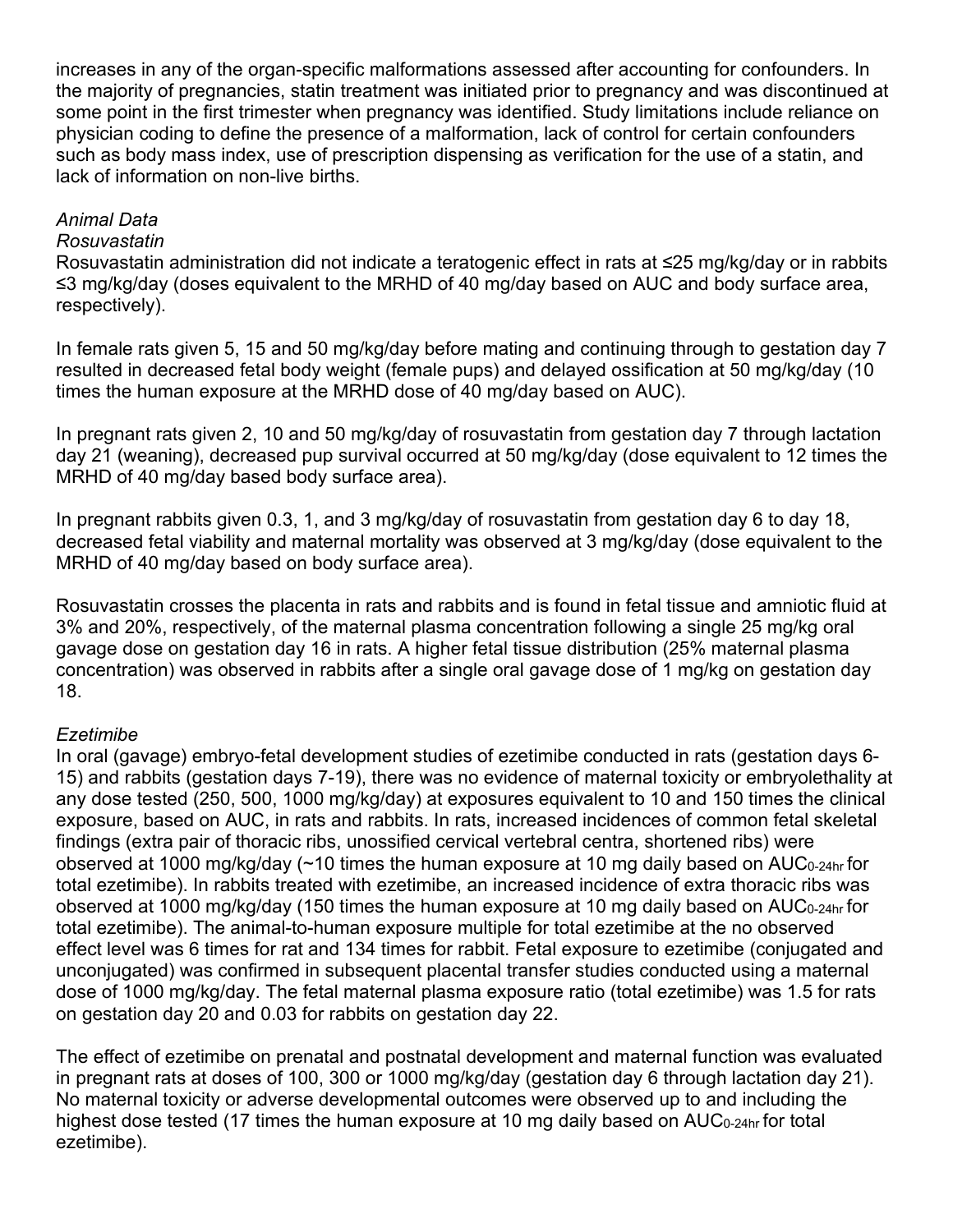increases in any of the organ-specific malformations assessed after accounting for confounders. In the majority of pregnancies, statin treatment was initiated prior to pregnancy and was discontinued at some point in the first trimester when pregnancy was identified. Study limitations include reliance on physician coding to define the presence of a malformation, lack of control for certain confounders such as body mass index, use of prescription dispensing as verification for the use of a statin, and lack of information on non-live births.

*Animal Data*

*Rosuvastatin*

Rosuvastatin administration did not indicate a teratogenic effect in rats at ≤25 mg/kg/day or in rabbits ≤3 mg/kg/day (doses equivalent to the MRHD of 40 mg/day based on AUC and body surface area, respectively).

In female rats given 5, 15 and 50 mg/kg/day before mating and continuing through to gestation day 7 resulted in decreased fetal body weight (female pups) and delayed ossification at 50 mg/kg/day (10 times the human exposure at the MRHD dose of 40 mg/day based on AUC).

In pregnant rats given 2, 10 and 50 mg/kg/day of rosuvastatin from gestation day 7 through lactation day 21 (weaning), decreased pup survival occurred at 50 mg/kg/day (dose equivalent to 12 times the MRHD of 40 mg/day based body surface area).

In pregnant rabbits given 0.3, 1, and 3 mg/kg/day of rosuvastatin from gestation day 6 to day 18, decreased fetal viability and maternal mortality was observed at 3 mg/kg/day (dose equivalent to the MRHD of 40 mg/day based on body surface area).

Rosuvastatin crosses the placenta in rats and rabbits and is found in fetal tissue and amniotic fluid at 3% and 20%, respectively, of the maternal plasma concentration following a single 25 mg/kg oral gavage dose on gestation day 16 in rats. A higher fetal tissue distribution (25% maternal plasma concentration) was observed in rabbits after a single oral gavage dose of 1 mg/kg on gestation day 18.

*Ezetimibe*

In oral (gavage) embryo-fetal development studies of ezetimibe conducted in rats (gestation days 6-15) and rabbits (gestation days 7-19), there was no evidence of maternal toxicity or embryolethality at any dose tested (250, 500, 1000 mg/kg/day) at exposures equivalent to 10 and 150 times the clinical exposure, based on AUC, in rats and rabbits. In rats, increased incidences of common fetal skeletal findings (extra pair of thoracic ribs, unossified cervical vertebral centra, shortened ribs) were observed at 1000 mg/kg/day (~10 times the human exposure at 10 mg daily based on $AUC_{0\text{-}24hr}$ for total ezetimibe). In rabbits treated with ezetimibe, an increased incidence of extra thoracic ribs was observed at 1000 mg/kg/day (150 times the human exposure at 10 mg daily based on $AUC_{0\text{-}24hr}$ for total ezetimibe). The animal-to-human exposure multiple for total ezetimibe at the no observed effect level was 6 times for rat and 134 times for rabbit. Fetal exposure to ezetimibe (conjugated and unconjugated) was confirmed in subsequent placental transfer studies conducted using a maternal dose of 1000 mg/kg/day. The fetal maternal plasma exposure ratio (total ezetimibe) was 1.5 for rats on gestation day 20 and 0.03 for rabbits on gestation day 22.

The effect of ezetimibe on prenatal and postnatal development and maternal function was evaluated in pregnant rats at doses of 100, 300 or 1000 mg/kg/day (gestation day 6 through lactation day 21). No maternal toxicity or adverse developmental outcomes were observed up to and including the highest dose tested (17 times the human exposure at 10 mg daily based on $AUC_{0\text{-}24hr}$ for total ezetimibe).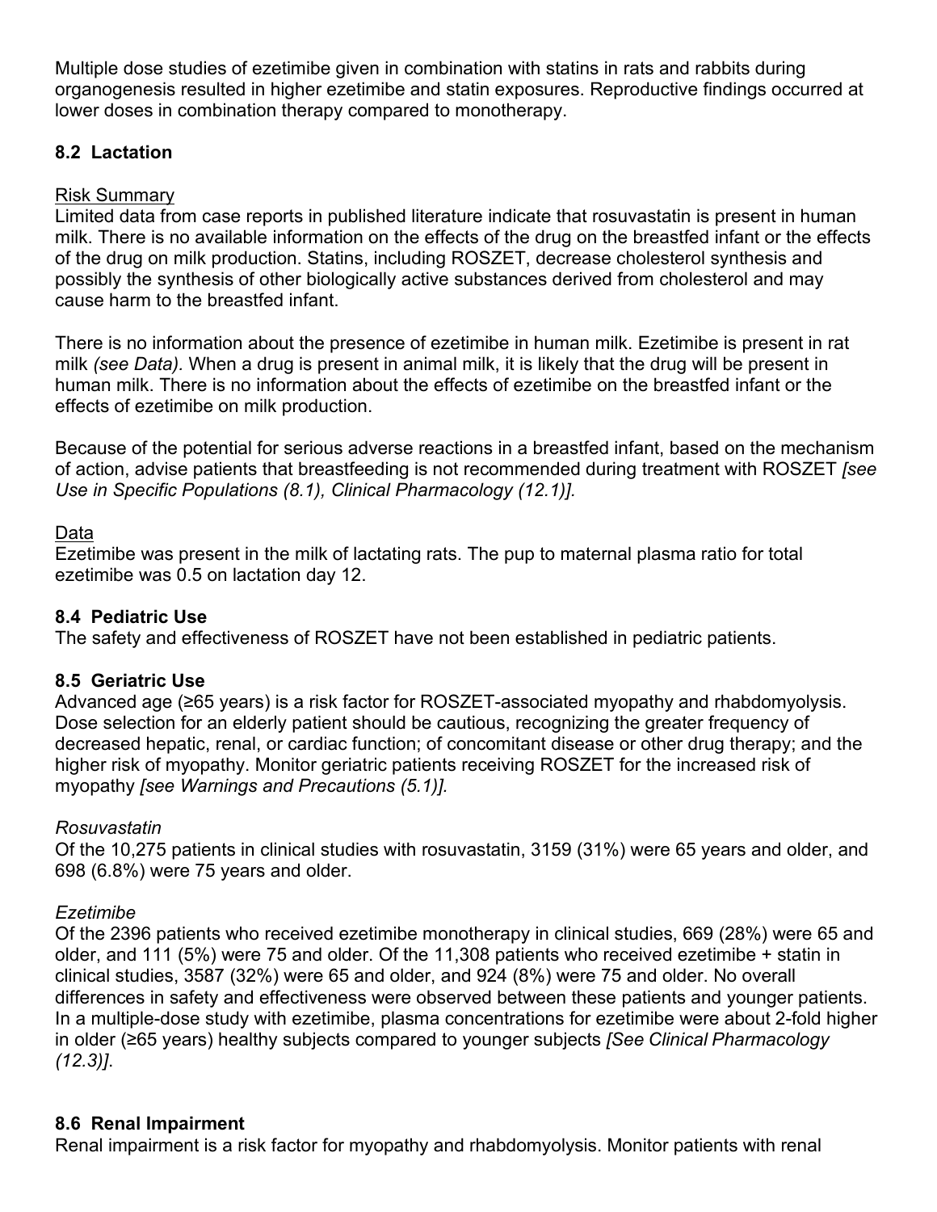Multiple dose studies of ezetimibe given in combination with statins in rats and rabbits during organogenesis resulted in higher ezetimibe and statin exposures. Reproductive findings occurred at lower doses in combination therapy compared to monotherapy.

### 8.2 Lactation

Risk Summary

Limited data from case reports in published literature indicate that rosuvastatin is present in human milk. There is no available information on the effects of the drug on the breastfed infant or the effects of the drug on milk production. Statins, including ROSZET, decrease cholesterol synthesis and possibly the synthesis of other biologically active substances derived from cholesterol and may cause harm to the breastfed infant.

There is no information about the presence of ezetimibe in human milk. Ezetimibe is present in rat milk *(see Data)*. When a drug is present in animal milk, it is likely that the drug will be present in human milk. There is no information about the effects of ezetimibe on the breastfed infant or the effects of ezetimibe on milk production.

Because of the potential for serious adverse reactions in a breastfed infant, based on the mechanism of action, advise patients that breastfeeding is not recommended during treatment with ROSZET *[see Use in Specific Populations (8.1), Clinical Pharmacology (12.1)]*.

Data

Ezetimibe was present in the milk of lactating rats. The pup to maternal plasma ratio for total ezetimibe was 0.5 on lactation day 12.

### 8.4 Pediatric Use

The safety and effectiveness of ROSZET have not been established in pediatric patients.

### 8.5 Geriatric Use

Advanced age (≥65 years) is a risk factor for ROSZET-associated myopathy and rhabdomyolysis. Dose selection for an elderly patient should be cautious, recognizing the greater frequency of decreased hepatic, renal, or cardiac function; of concomitant disease or other drug therapy; and the higher risk of myopathy. Monitor geriatric patients receiving ROSZET for the increased risk of myopathy *[see Warnings and Precautions (5.1)]*.

*Rosuvastatin*

Of the 10,275 patients in clinical studies with rosuvastatin, 3159 (31%) were 65 years and older, and 698 (6.8%) were 75 years and older.

*Ezetimibe*

Of the 2396 patients who received ezetimibe monotherapy in clinical studies, 669 (28%) were 65 and older, and 111 (5%) were 75 and older. Of the 11,308 patients who received ezetimibe + statin in clinical studies, 3587 (32%) were 65 and older, and 924 (8%) were 75 and older. No overall differences in safety and effectiveness were observed between these patients and younger patients. In a multiple-dose study with ezetimibe, plasma concentrations for ezetimibe were about 2-fold higher in older (≥65 years) healthy subjects compared to younger subjects *[See Clinical Pharmacology (12.3)]*.

### 8.6 Renal Impairment

Renal impairment is a risk factor for myopathy and rhabdomyolysis. Monitor patients with renal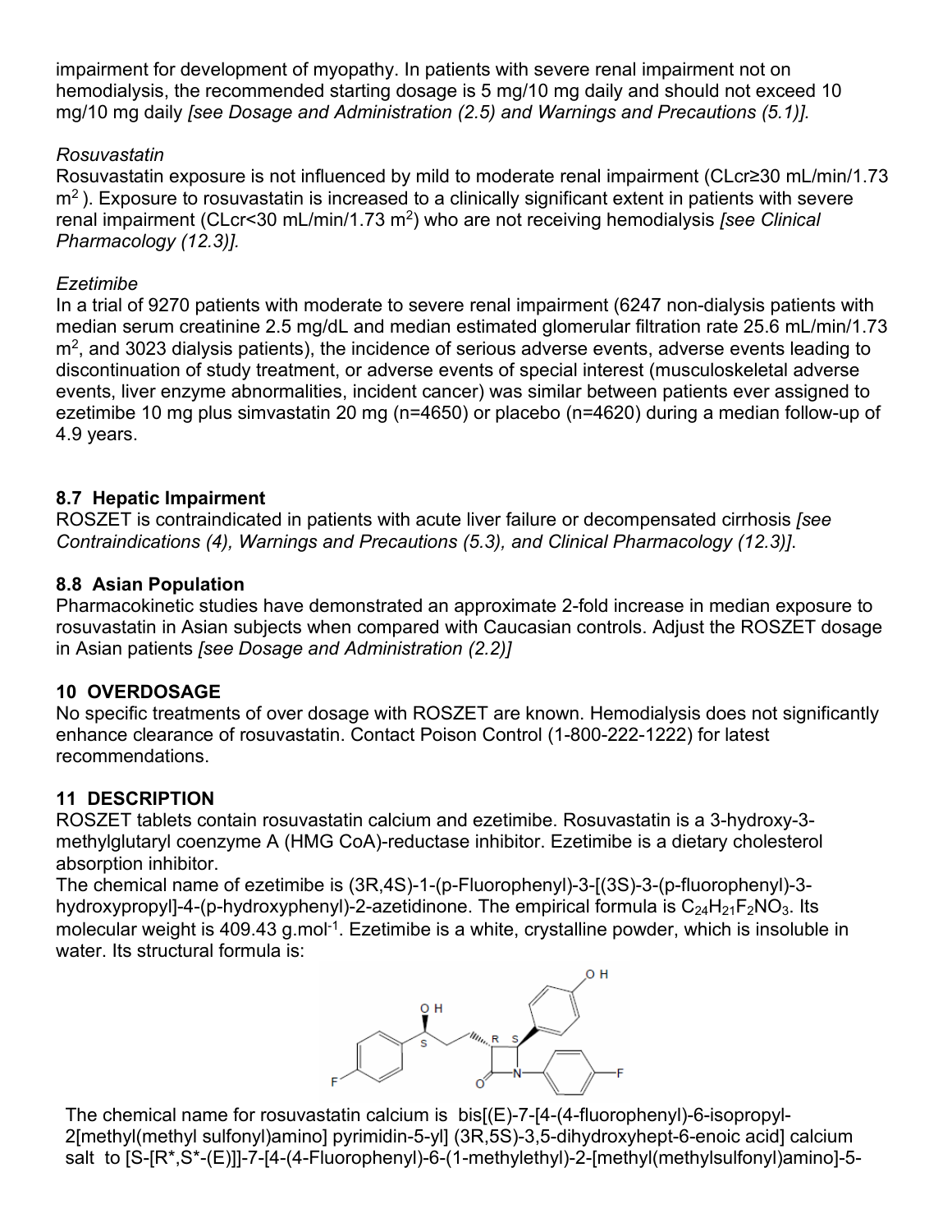impairment for development of myopathy. In patients with severe renal impairment not on hemodialysis, the recommended starting dosage is 5 mg/10 mg daily and should not exceed 10 mg/10 mg daily *[see Dosage and Administration (2.5) and Warnings and Precautions (5.1)].*

*Rosuvastatin*

Rosuvastatin exposure is not influenced by mild to moderate renal impairment (CLcr≥30 mL/min/1.73 $m^2$ ). Exposure to rosuvastatin is increased to a clinically significant extent in patients with severe renal impairment (CLcr<30 mL/min/1.73 $m^2$) who are not receiving hemodialysis *[see Clinical Pharmacology (12.3)].*

*Ezetimibe*

In a trial of 9270 patients with moderate to severe renal impairment (6247 non-dialysis patients with median serum creatinine 2.5 mg/dL and median estimated glomerular filtration rate 25.6 mL/min/1.73 $m^2$, and 3023 dialysis patients), the incidence of serious adverse events, adverse events leading to discontinuation of study treatment, or adverse events of special interest (musculoskeletal adverse events, liver enzyme abnormalities, incident cancer) was similar between patients ever assigned to ezetimibe 10 mg plus simvastatin 20 mg (n=4650) or placebo (n=4620) during a median follow-up of 4.9 years.

### 8.7 Hepatic Impairment

ROSZET is contraindicated in patients with acute liver failure or decompensated cirrhosis *[see Contraindications (4), Warnings and Precautions (5.3), and Clinical Pharmacology (12.3)]*.

### 8.8 Asian Population

Pharmacokinetic studies have demonstrated an approximate 2-fold increase in median exposure to rosuvastatin in Asian subjects when compared with Caucasian controls. Adjust the ROSZET dosage in Asian patients *[see Dosage and Administration (2.2)]*

## 10 OVERDOSAGE

No specific treatments of over dosage with ROSZET are known. Hemodialysis does not significantly enhance clearance of rosuvastatin. Contact Poison Control (1-800-222-1222) for latest recommendations.

## 11 DESCRIPTION

ROSZET tablets contain rosuvastatin calcium and ezetimibe. Rosuvastatin is a 3-hydroxy-3-methylglutaryl coenzyme A (HMG CoA)-reductase inhibitor. Ezetimibe is a dietary cholesterol absorption inhibitor.

The chemical name of ezetimibe is (3R,4S)-1-(p-Fluorophenyl)-3-[(3S)-3-(p-fluorophenyl)-3-hydroxypropyl]-4-(p-hydroxyphenyl)-2-azetidinone. The empirical formula is $C_{24}H_{21}F_2NO_3$. Its molecular weight is 409.43 g.mol$^{-1}$. Ezetimibe is a white, crystalline powder, which is insoluble in water. Its structural formula is:

The chemical name for rosuvastatin calcium is bis[(E)-7-[4-(4-fluorophenyl)-6-isopropyl-2[methyl(methyl sulfonyl)amino] pyrimidin-5-yl] (3R,5S)-3,5-dihydroxyhept-6-enoic acid] calcium salt to [S-[R*,S*-(E)]]-7-[4-(4-Fluorophenyl)-6-(1-methylethyl)-2-[methyl(methylsulfonyl)amino]-5-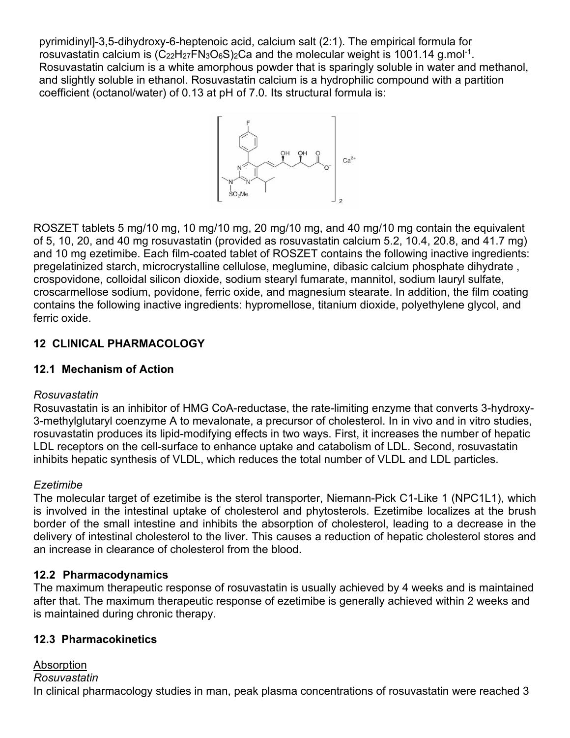pyrimidinyl]-3,5-dihydroxy-6-heptenoic acid, calcium salt (2:1). The empirical formula for rosuvastatin calcium is $(C_{22}H_{27}FN_3O_6S)_2Ca$ and the molecular weight is 1001.14 $g.mol^{-1}$. Rosuvastatin calcium is a white amorphous powder that is sparingly soluble in water and methanol, and slightly soluble in ethanol. Rosuvastatin calcium is a hydrophilic compound with a partition coefficient (octanol/water) of 0.13 at pH of 7.0. Its structural formula is:

ROSZET tablets 5 mg/10 mg, 10 mg/10 mg, 20 mg/10 mg, and 40 mg/10 mg contain the equivalent of 5, 10, 20, and 40 mg rosuvastatin (provided as rosuvastatin calcium 5.2, 10.4, 20.8, and 41.7 mg) and 10 mg ezetimibe. Each film-coated tablet of ROSZET contains the following inactive ingredients: pregelatinized starch, microcrystalline cellulose, meglumine, dibasic calcium phosphate dihydrate , crospovidone, colloidal silicon dioxide, sodium stearyl fumarate, mannitol, sodium lauryl sulfate, croscarmellose sodium, povidone, ferric oxide, and magnesium stearate. In addition, the film coating contains the following inactive ingredients: hypromellose, titanium dioxide, polyethylene glycol, and ferric oxide.

## 12 CLINICAL PHARMACOLOGY

### 12.1 Mechanism of Action

*Rosuvastatin*

Rosuvastatin is an inhibitor of HMG CoA-reductase, the rate-limiting enzyme that converts 3-hydroxy-3-methylglutaryl coenzyme A to mevalonate, a precursor of cholesterol. In in vivo and in vitro studies, rosuvastatin produces its lipid-modifying effects in two ways. First, it increases the number of hepatic LDL receptors on the cell-surface to enhance uptake and catabolism of LDL. Second, rosuvastatin inhibits hepatic synthesis of VLDL, which reduces the total number of VLDL and LDL particles.

*Ezetimibe*

The molecular target of ezetimibe is the sterol transporter, Niemann-Pick C1-Like 1 (NPC1L1), which is involved in the intestinal uptake of cholesterol and phytosterols. Ezetimibe localizes at the brush border of the small intestine and inhibits the absorption of cholesterol, leading to a decrease in the delivery of intestinal cholesterol to the liver. This causes a reduction of hepatic cholesterol stores and an increase in clearance of cholesterol from the blood.

### 12.2 Pharmacodynamics

The maximum therapeutic response of rosuvastatin is usually achieved by 4 weeks and is maintained after that. The maximum therapeutic response of ezetimibe is generally achieved within 2 weeks and is maintained during chronic therapy.

### 12.3 Pharmacokinetics

Absorption

*Rosuvastatin*

In clinical pharmacology studies in man, peak plasma concentrations of rosuvastatin were reached 3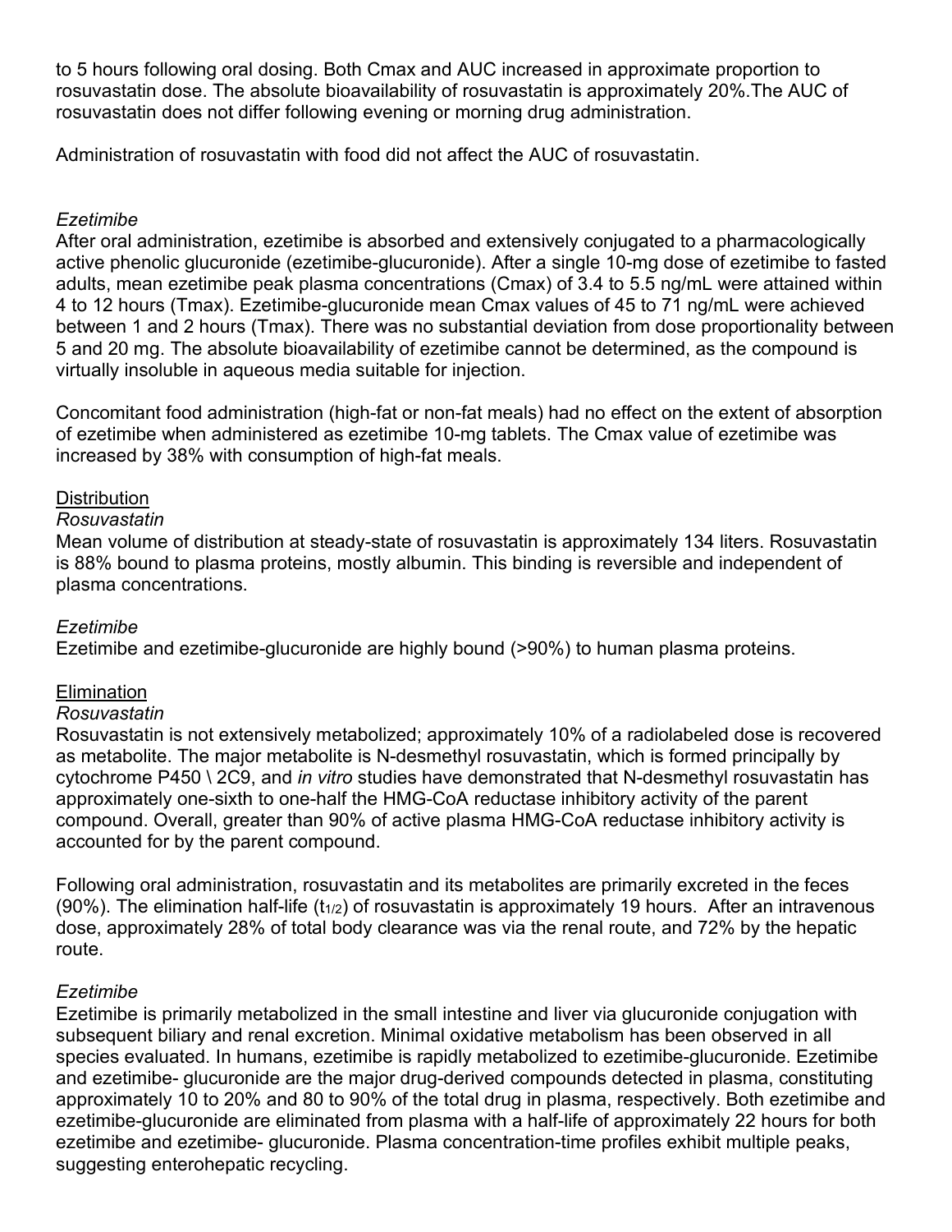to 5 hours following oral dosing. Both Cmax and AUC increased in approximate proportion to rosuvastatin dose. The absolute bioavailability of rosuvastatin is approximately 20%.The AUC of rosuvastatin does not differ following evening or morning drug administration.

Administration of rosuvastatin with food did not affect the AUC of rosuvastatin.

*Ezetimibe*

After oral administration, ezetimibe is absorbed and extensively conjugated to a pharmacologically active phenolic glucuronide (ezetimibe-glucuronide). After a single 10-mg dose of ezetimibe to fasted adults, mean ezetimibe peak plasma concentrations (Cmax) of 3.4 to 5.5 ng/mL were attained within 4 to 12 hours (Tmax). Ezetimibe-glucuronide mean Cmax values of 45 to 71 ng/mL were achieved between 1 and 2 hours (Tmax). There was no substantial deviation from dose proportionality between 5 and 20 mg. The absolute bioavailability of ezetimibe cannot be determined, as the compound is virtually insoluble in aqueous media suitable for injection.

Concomitant food administration (high-fat or non-fat meals) had no effect on the extent of absorption of ezetimibe when administered as ezetimibe 10-mg tablets. The Cmax value of ezetimibe was increased by 38% with consumption of high-fat meals.

<u>Distribution</u>

*Rosuvastatin*

Mean volume of distribution at steady-state of rosuvastatin is approximately 134 liters. Rosuvastatin is 88% bound to plasma proteins, mostly albumin. This binding is reversible and independent of plasma concentrations.

*Ezetimibe*

Ezetimibe and ezetimibe-glucuronide are highly bound (>90%) to human plasma proteins.

<u>Elimination</u>

*Rosuvastatin*

Rosuvastatin is not extensively metabolized; approximately 10% of a radiolabeled dose is recovered as metabolite. The major metabolite is N-desmethyl rosuvastatin, which is formed principally by cytochrome P450 \ 2C9, and *in vitro* studies have demonstrated that N-desmethyl rosuvastatin has approximately one-sixth to one-half the HMG-CoA reductase inhibitory activity of the parent compound. Overall, greater than 90% of active plasma HMG-CoA reductase inhibitory activity is accounted for by the parent compound.

Following oral administration, rosuvastatin and its metabolites are primarily excreted in the feces (90%). The elimination half-life ($t_{1/2}$) of rosuvastatin is approximately 19 hours. After an intravenous dose, approximately 28% of total body clearance was via the renal route, and 72% by the hepatic route.

*Ezetimibe*

Ezetimibe is primarily metabolized in the small intestine and liver via glucuronide conjugation with subsequent biliary and renal excretion. Minimal oxidative metabolism has been observed in all species evaluated. In humans, ezetimibe is rapidly metabolized to ezetimibe-glucuronide. Ezetimibe and ezetimibe- glucuronide are the major drug-derived compounds detected in plasma, constituting approximately 10 to 20% and 80 to 90% of the total drug in plasma, respectively. Both ezetimibe and ezetimibe-glucuronide are eliminated from plasma with a half-life of approximately 22 hours for both ezetimibe and ezetimibe- glucuronide. Plasma concentration-time profiles exhibit multiple peaks, suggesting enterohepatic recycling.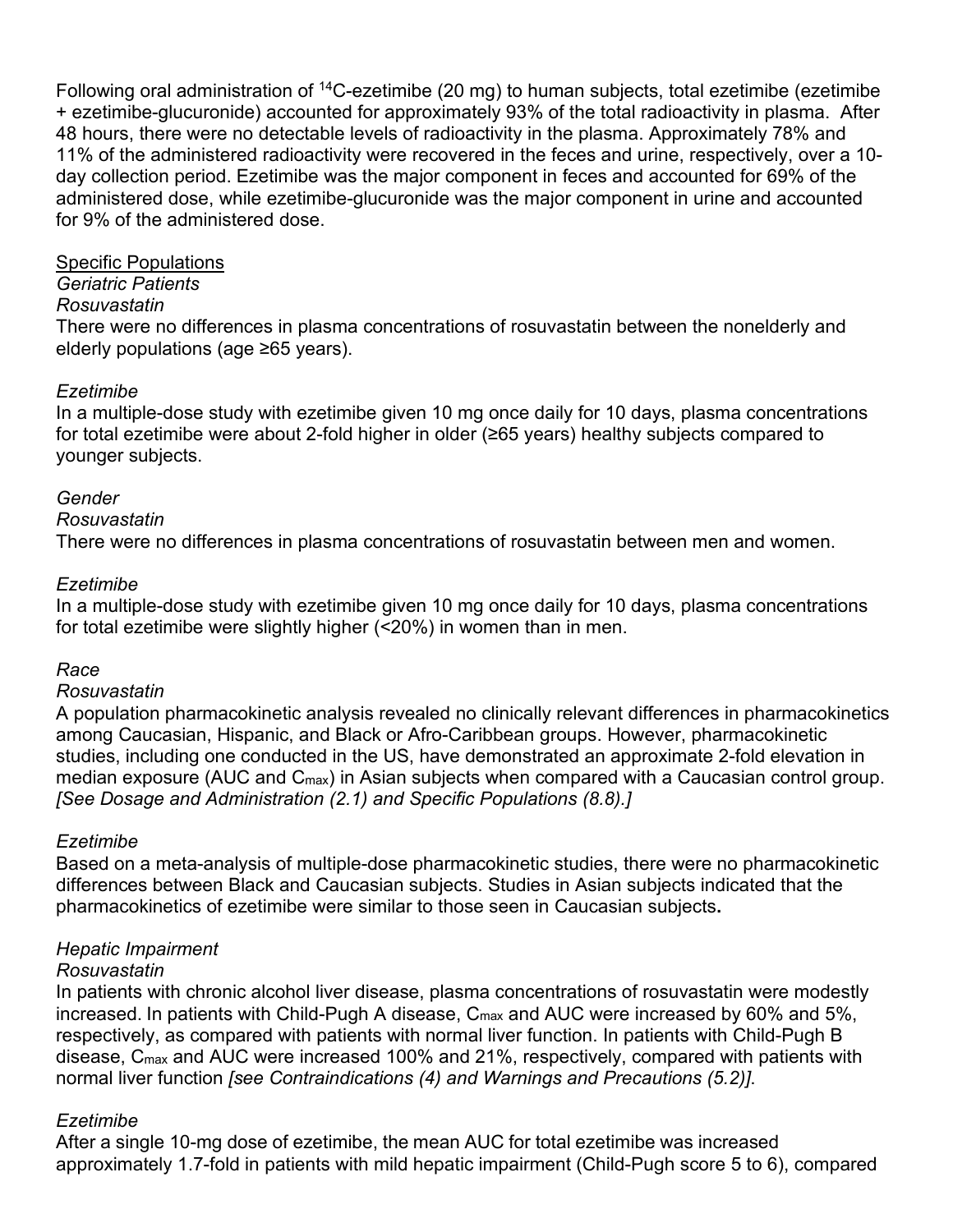Following oral administration of $^{14}C$-ezetimibe (20 mg) to human subjects, total ezetimibe (ezetimibe + ezetimibe-glucuronide) accounted for approximately 93% of the total radioactivity in plasma. After 48 hours, there were no detectable levels of radioactivity in the plasma. Approximately 78% and 11% of the administered radioactivity were recovered in the feces and urine, respectively, over a 10-day collection period. Ezetimibe was the major component in feces and accounted for 69% of the administered dose, while ezetimibe-glucuronide was the major component in urine and accounted for 9% of the administered dose.

<u>Specific Populations</u>

*Geriatric Patients*

*Rosuvastatin*

There were no differences in plasma concentrations of rosuvastatin between the nonelderly and elderly populations (age ≥65 years).

*Ezetimibe*

In a multiple-dose study with ezetimibe given 10 mg once daily for 10 days, plasma concentrations for total ezetimibe were about 2-fold higher in older (≥65 years) healthy subjects compared to younger subjects.

*Gender*

*Rosuvastatin*

There were no differences in plasma concentrations of rosuvastatin between men and women.

*Ezetimibe*

In a multiple-dose study with ezetimibe given 10 mg once daily for 10 days, plasma concentrations for total ezetimibe were slightly higher (<20%) in women than in men.

*Race*

*Rosuvastatin*

A population pharmacokinetic analysis revealed no clinically relevant differences in pharmacokinetics among Caucasian, Hispanic, and Black or Afro-Caribbean groups. However, pharmacokinetic studies, including one conducted in the US, have demonstrated an approximate 2-fold elevation in median exposure (AUC and $C_{max}$) in Asian subjects when compared with a Caucasian control group. *[See Dosage and Administration (2.1) and Specific Populations (8.8).]*

*Ezetimibe*

Based on a meta-analysis of multiple-dose pharmacokinetic studies, there were no pharmacokinetic differences between Black and Caucasian subjects. Studies in Asian subjects indicated that the pharmacokinetics of ezetimibe were similar to those seen in Caucasian subjects**.**

*Hepatic Impairment*

*Rosuvastatin*

In patients with chronic alcohol liver disease, plasma concentrations of rosuvastatin were modestly increased. In patients with Child-Pugh A disease, $C_{max}$ and AUC were increased by 60% and 5%, respectively, as compared with patients with normal liver function. In patients with Child-Pugh B disease, $C_{max}$ and AUC were increased 100% and 21%, respectively, compared with patients with normal liver function *[see Contraindications (4) and Warnings and Precautions (5.2)]*.

*Ezetimibe*

After a single 10-mg dose of ezetimibe, the mean AUC for total ezetimibe was increased approximately 1.7-fold in patients with mild hepatic impairment (Child-Pugh score 5 to 6), compared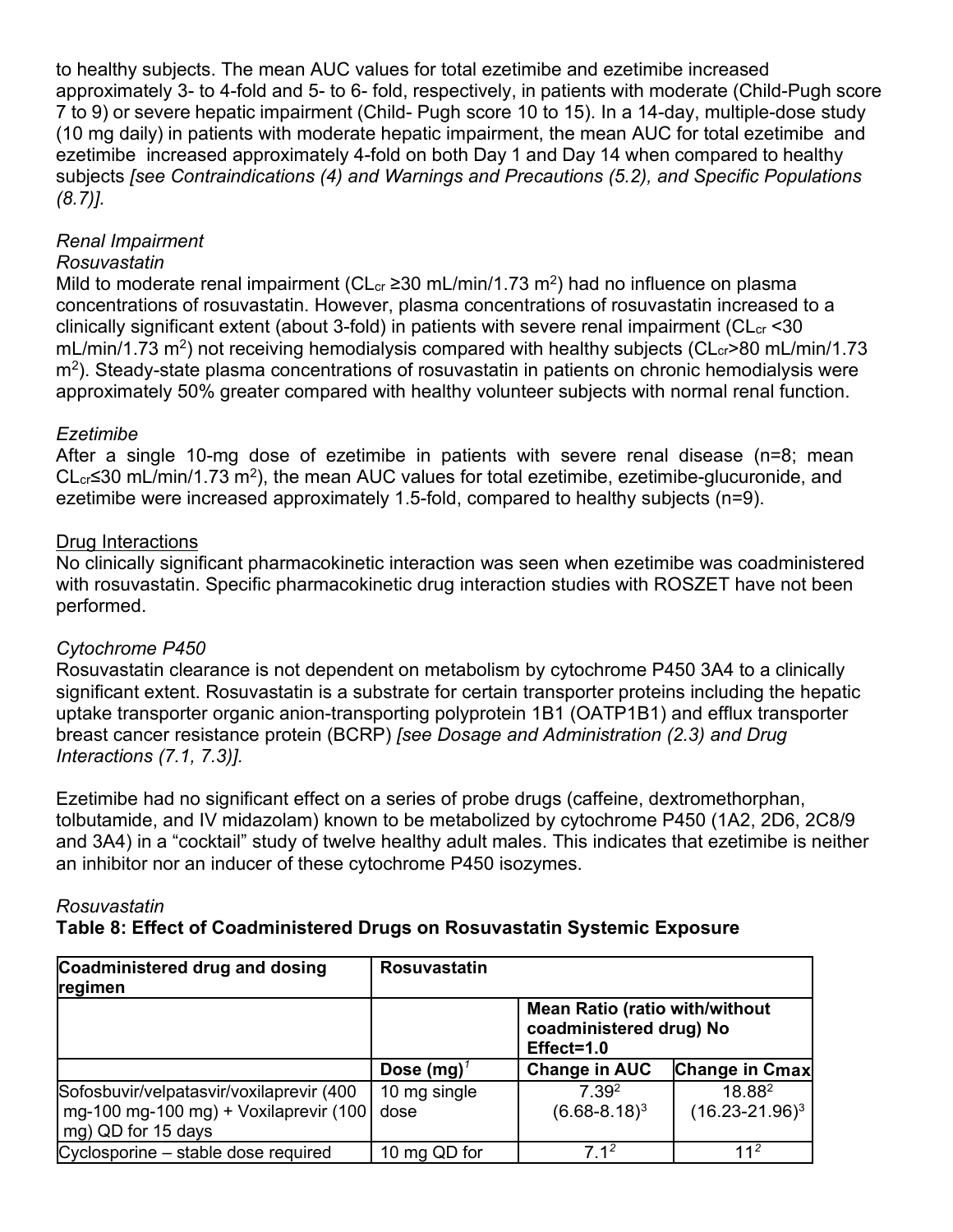to healthy subjects. The mean AUC values for total ezetimibe and ezetimibe increased approximately 3- to 4-fold and 5- to 6- fold, respectively, in patients with moderate (Child-Pugh score 7 to 9) or severe hepatic impairment (Child- Pugh score 10 to 15). In a 14-day, multiple-dose study (10 mg daily) in patients with moderate hepatic impairment, the mean AUC for total ezetimibe and ezetimibe increased approximately 4-fold on both Day 1 and Day 14 when compared to healthy subjects *[see Contraindications (4) and Warnings and Precautions (5.2), and Specific Populations (8.7)].*

*Renal Impairment*

*Rosuvastatin*

Mild to moderate renal impairment ($CL_{cr}$ ≥30 mL/min/1.73 $m^2$) had no influence on plasma concentrations of rosuvastatin. However, plasma concentrations of rosuvastatin increased to a clinically significant extent (about 3-fold) in patients with severe renal impairment ($CL_{cr}$ <30 mL/min/1.73 $m^2$) not receiving hemodialysis compared with healthy subjects ($CL_{cr}$>80 mL/min/1.73 $m^2$). Steady-state plasma concentrations of rosuvastatin in patients on chronic hemodialysis were approximately 50% greater compared with healthy volunteer subjects with normal renal function.

*Ezetimibe*

After a single 10-mg dose of ezetimibe in patients with severe renal disease (n=8; mean $CL_{cr}$≤30 mL/min/1.73 $m^2$), the mean AUC values for total ezetimibe, ezetimibe-glucuronide, and ezetimibe were increased approximately 1.5-fold, compared to healthy subjects (n=9).

Drug Interactions

No clinically significant pharmacokinetic interaction was seen when ezetimibe was coadministered with rosuvastatin. Specific pharmacokinetic drug interaction studies with ROSZET have not been performed.

*Cytochrome P450*

Rosuvastatin clearance is not dependent on metabolism by cytochrome P450 3A4 to a clinically significant extent. Rosuvastatin is a substrate for certain transporter proteins including the hepatic uptake transporter organic anion-transporting polyprotein 1B1 (OATP1B1) and efflux transporter breast cancer resistance protein (BCRP) *[see Dosage and Administration (2.3) and Drug Interactions (7.1, 7.3)].*

Ezetimibe had no significant effect on a series of probe drugs (caffeine, dextromethorphan, tolbutamide, and IV midazolam) known to be metabolized by cytochrome P450 (1A2, 2D6, 2C8/9 and 3A4) in a "cocktail" study of twelve healthy adult males. This indicates that ezetimibe is neither an inhibitor nor an inducer of these cytochrome P450 isozymes.

*Rosuvastatin*

**Table 8: Effect of Coadministered Drugs on Rosuvastatin Systemic Exposure**

| Coadministered drug and dosing regimen | Rosuvastatin | | |
|---|---|---|---|
| | | Mean Ratio (ratio with/without coadministered drug) No Effect=1.0 | |
| | Dose (mg)[1] | Change in AUC | Change in Cmax |
| Sofosbuvir/velpatasvir/voxilaprevir (400 mg-100 mg-100 mg) + Voxilaprevir (100 mg) QD for 15 days | 10 mg single dose | 7.39[2] (6.68-8.18)[3] | 18.88[2] (16.23-21.96)[3] |
| Cyclosporine – stable dose required | 10 mg QD for | 7.1[2] | 11[2] |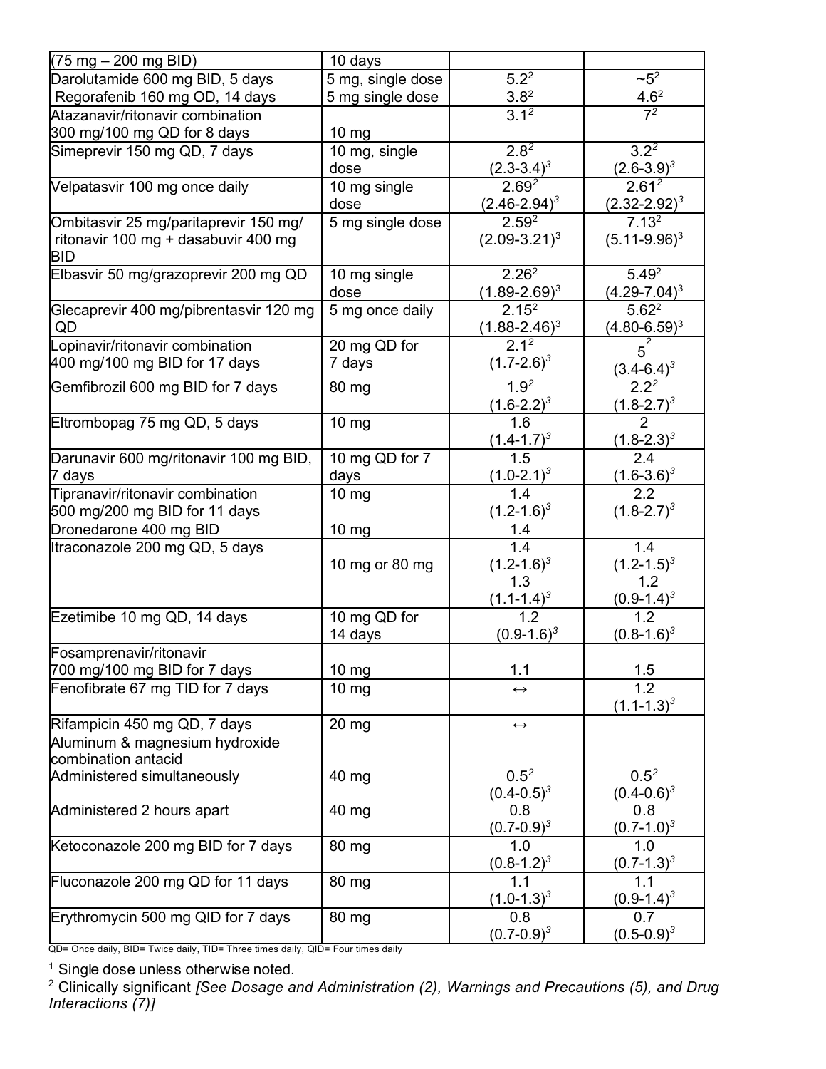| | | | |
|---|---|---|---|
| (75 mg – 200 mg BID) | 10 days | | |
| Darolutamide 600 mg BID, 5 days | 5 mg, single dose | 5.2[2] | ~5[2] |
| Regorafenib 160 mg OD, 14 days | 5 mg single dose | 3.8[2] | 4.6[2] |
| Atazanavir/ritonavir combination 300 mg/100 mg QD for 8 days | 10 mg | 3.1[2] | 7[2] |
| Simeprevir 150 mg QD, 7 days | 10 mg, single dose | 2.8[2] (2.3-3.4)[3] | 3.2[2] (2.6-3.9)[3] |
| Velpatasvir 100 mg once daily | 10 mg single dose | 2.69[2] (2.46-2.94)[3] | 2.61[2] (2.32-2.92)[3] |
| Ombitasvir 25 mg/paritaprevir 150 mg/ ritonavir 100 mg + dasabuvir 400 mg BID | 5 mg single dose | 2.59[2] (2.09-3.21)[3] | 7.13[2] (5.11-9.96)[3] |
| Elbasvir 50 mg/grazoprevir 200 mg QD | 10 mg single dose | 2.26[2] (1.89-2.69)[3] | 5.49[2] (4.29-7.04)[3] |
| Glecaprevir 400 mg/pibrentasvir 120 mg QD | 5 mg once daily | 2.15[2] (1.88-2.46)[3] | 5.62[2] (4.80-6.59)[3] |
| Lopinavir/ritonavir combination 400 mg/100 mg BID for 17 days | 20 mg QD for 7 days | 2.1[2] (1.7-2.6)[3] | 5[2] (3.4-6.4)[3] |
| Gemfibrozil 600 mg BID for 7 days | 80 mg | 1.9[2] (1.6-2.2)[3] | 2.2[2] (1.8-2.7)[3] |
| Eltrombopag 75 mg QD, 5 days | 10 mg | 1.6 (1.4-1.7)[3] | 2 (1.8-2.3)[3] |
| Darunavir 600 mg/ritonavir 100 mg BID, 7 days | 10 mg QD for 7 days | 1.5 (1.0-2.1)[3] | 2.4 (1.6-3.6)[3] |
| Tipranavir/ritonavir combination 500 mg/200 mg BID for 11 days | 10 mg | 1.4 (1.2-1.6)[3] | 2.2 (1.8-2.7)[3] |
| Dronedarone 400 mg BID | 10 mg | 1.4 | |
| Itraconazole 200 mg QD, 5 days | 10 mg or 80 mg | 1.4 (1.2-1.6)[3] 1.3 (1.1-1.4)[3] | 1.4 (1.2-1.5)[3] 1.2 (0.9-1.4)[3] |
| Ezetimibe 10 mg QD, 14 days | 10 mg QD for 14 days | 1.2 (0.9-1.6)[3] | 1.2 (0.8-1.6)[3] |
| Fosamprenavir/ritonavir 700 mg/100 mg BID for 7 days | 10 mg | 1.1 | 1.5 |
| Fenofibrate 67 mg TID for 7 days | 10 mg | ↔ | 1.2 (1.1-1.3)[3] |
| Rifampicin 450 mg QD, 7 days | 20 mg | ↔ | |
| Aluminum & magnesium hydroxide combination antacid | | | |
| Administered simultaneously | 40 mg | 0.5[2] (0.4-0.5)[3] | 0.5[2] (0.4-0.6)[3] |
| Administered 2 hours apart | 40 mg | 0.8 (0.7-0.9)[3] | 0.8 (0.7-1.0)[3] |
| Ketoconazole 200 mg BID for 7 days | 80 mg | 1.0 (0.8-1.2)[3] | 1.0 (0.7-1.3)[3] |
| Fluconazole 200 mg QD for 11 days | 80 mg | 1.1 (1.0-1.3)[3] | 1.1 (0.9-1.4)[3] |
| Erythromycin 500 mg QID for 7 days | 80 mg | 0.8 (0.7-0.9)[3] | 0.7 (0.5-0.9)[3] |

QD= Once daily, BID= Twice daily, TID= Three times daily, QID= Four times daily

[1] Single dose unless otherwise noted.

[2] Clinically significant *[See Dosage and Administration (2), Warnings and Precautions (5), and Drug Interactions (7)]*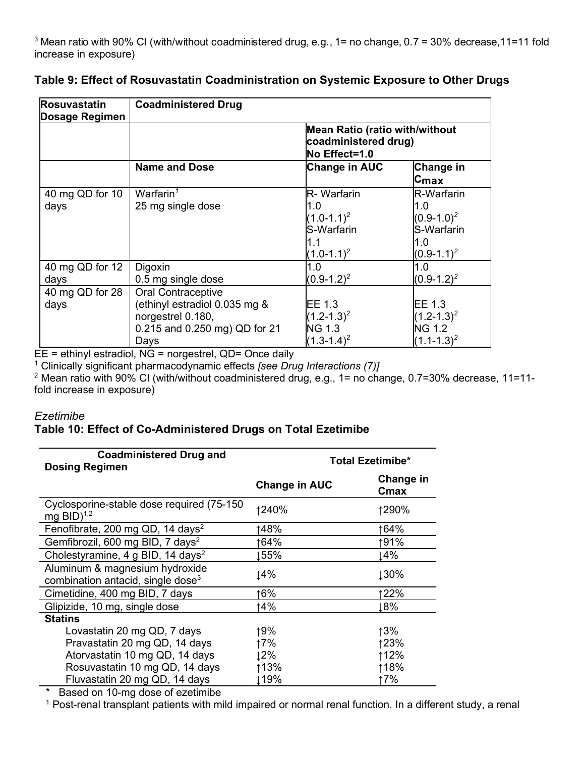[3] Mean ratio with 90% CI (with/without coadministered drug, e.g., 1= no change, 0.7 = 30% decrease,11=11 fold increase in exposure)

**Table 9: Effect of Rosuvastatin Coadministration on Systemic Exposure to Other Drugs**

| Rosuvastatin Dosage Regimen | Coadministered Drug | | |
|---|---|---|---|
| | | Mean Ratio (ratio with/without coadministered drug) No Effect=1.0 | |
| | **Name and Dose** | **Change in AUC** | **Change in Cmax** |
| 40 mg QD for 10 days | Warfarin[1] 25 mg single dose | R- Warfarin 1.0 (1.0-1.1)[2] S-Warfarin 1.1 (1.0-1.1)[2] | R-Warfarin 1.0 (0.9-1.0)[2] S-Warfarin 1.0 (0.9-1.1)[2] |
| 40 mg QD for 12 days | Digoxin 0.5 mg single dose | 1.0 (0.9-1.2)[2] | 1.0 (0.9-1.2)[2] |
| 40 mg QD for 28 days | Oral Contraceptive (ethinyl estradiol 0.035 mg & norgestrel 0.180, 0.215 and 0.250 mg) QD for 21 Days | EE 1.3 (1.2-1.3)[2] NG 1.3 (1.3-1.4)[2] | EE 1.3 (1.2-1.3)[2] NG 1.2 (1.1-1.3)[2] |

EE = ethinyl estradiol, NG = norgestrel, QD= Once daily

[1] Clinically significant pharmacodynamic effects *[see Drug Interactions (7)]*

[2] Mean ratio with 90% CI (with/without coadministered drug, e.g., 1= no change, 0.7=30% decrease, 11=11-fold increase in exposure)

*Ezetimibe*

**Table 10: Effect of Co-Administered Drugs on Total Ezetimibe**

| Coadministered Drug and Dosing Regimen | Total Ezetimibe* | |
|---|---|---|
| | **Change in AUC** | **Change in Cmax** |
| Cyclosporine-stable dose required (75-150 mg BID)[1,2] | ↑240% | ↑290% |
| Fenofibrate, 200 mg QD, 14 days[2] | ↑48% | ↑64% |
| Gemfibrozil, 600 mg BID, 7 days[2] | ↑64% | ↑91% |
| Cholestyramine, 4 g BID, 14 days[2] | ↓55% | ↓4% |
| Aluminum & magnesium hydroxide combination antacid, single dose[3] | ↓4% | ↓30% |
| Cimetidine, 400 mg BID, 7 days | ↑6% | ↑22% |
| Glipizide, 10 mg, single dose | ↑4% | ↓8% |
| **Statins** | | |
| Lovastatin 20 mg QD, 7 days | ↑9% | ↑3% |
| Pravastatin 20 mg QD, 14 days | ↑7% | ↑23% |
| Atorvastatin 10 mg QD, 14 days | ↓2% | ↑12% |
| Rosuvastatin 10 mg QD, 14 days | ↑13% | ↑18% |
| Fluvastatin 20 mg QD, 14 days | ↓19% | ↑7% |

\* Based on 10-mg dose of ezetimibe

[1] Post-renal transplant patients with mild impaired or normal renal function. In a different study, a renal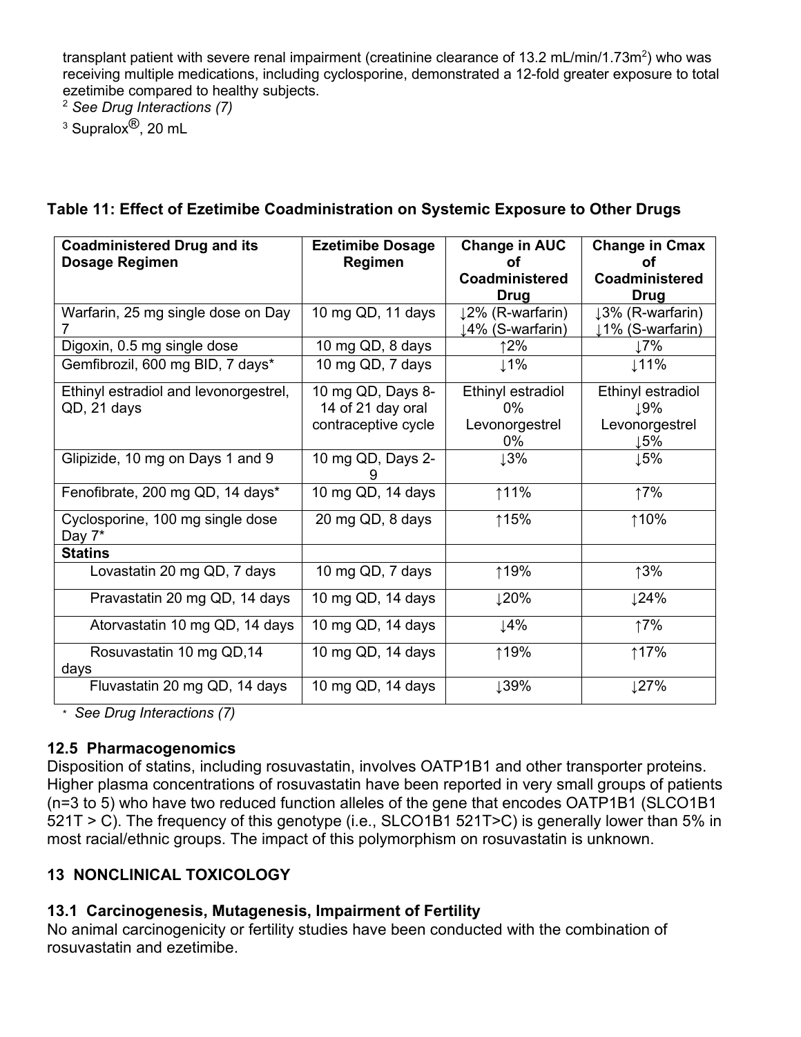transplant patient with severe renal impairment (creatinine clearance of 13.2 mL/min/1.73m$^2$) who was receiving multiple medications, including cyclosporine, demonstrated a 12-fold greater exposure to total ezetimibe compared to healthy subjects.

[2] *See Drug Interactions (7)*

[3] Supralox®, 20 mL

**Table 11: Effect of Ezetimibe Coadministration on Systemic Exposure to Other Drugs**

| Coadministered Drug and its Dosage Regimen | Ezetimibe Dosage Regimen | Change in AUC of Coadministered Drug | Change in Cmax of Coadministered Drug |
|---|---|---|---|
| Warfarin, 25 mg single dose on Day 7 | 10 mg QD, 11 days | ↓2% (R-warfarin) ↓4% (S-warfarin) | ↓3% (R-warfarin) ↓1% (S-warfarin) |
| Digoxin, 0.5 mg single dose | 10 mg QD, 8 days | ↑2% | ↓7% |
| Gemfibrozil, 600 mg BID, 7 days* | 10 mg QD, 7 days | ↓1% | ↓11% |
| Ethinyl estradiol and levonorgestrel, QD, 21 days | 10 mg QD, Days 8-14 of 21 day oral contraceptive cycle | Ethinyl estradiol 0% Levonorgestrel 0% | Ethinyl estradiol ↓9% Levonorgestrel ↓5% |
| Glipizide, 10 mg on Days 1 and 9 | 10 mg QD, Days 2-9 | ↓3% | ↓5% |
| Fenofibrate, 200 mg QD, 14 days* | 10 mg QD, 14 days | ↑11% | ↑7% |
| Cyclosporine, 100 mg single dose Day 7* | 20 mg QD, 8 days | ↑15% | ↑10% |
| **Statins** | | | |
| Lovastatin 20 mg QD, 7 days | 10 mg QD, 7 days | ↑19% | ↑3% |
| Pravastatin 20 mg QD, 14 days | 10 mg QD, 14 days | ↓20% | ↓24% |
| Atorvastatin 10 mg QD, 14 days | 10 mg QD, 14 days | ↓4% | ↑7% |
| Rosuvastatin 10 mg QD,14 days | 10 mg QD, 14 days | ↑19% | ↑17% |
| Fluvastatin 20 mg QD, 14 days | 10 mg QD, 14 days | ↓39% | ↓27% |

\* *See Drug Interactions (7)*

### 12.5 Pharmacogenomics

Disposition of statins, including rosuvastatin, involves OATP1B1 and other transporter proteins. Higher plasma concentrations of rosuvastatin have been reported in very small groups of patients (n=3 to 5) who have two reduced function alleles of the gene that encodes OATP1B1 (SLCO1B1 521T > C). The frequency of this genotype (i.e., SLCO1B1 521T>C) is generally lower than 5% in most racial/ethnic groups. The impact of this polymorphism on rosuvastatin is unknown.

## 13 NONCLINICAL TOXICOLOGY

### 13.1 Carcinogenesis, Mutagenesis, Impairment of Fertility

No animal carcinogenicity or fertility studies have been conducted with the combination of rosuvastatin and ezetimibe.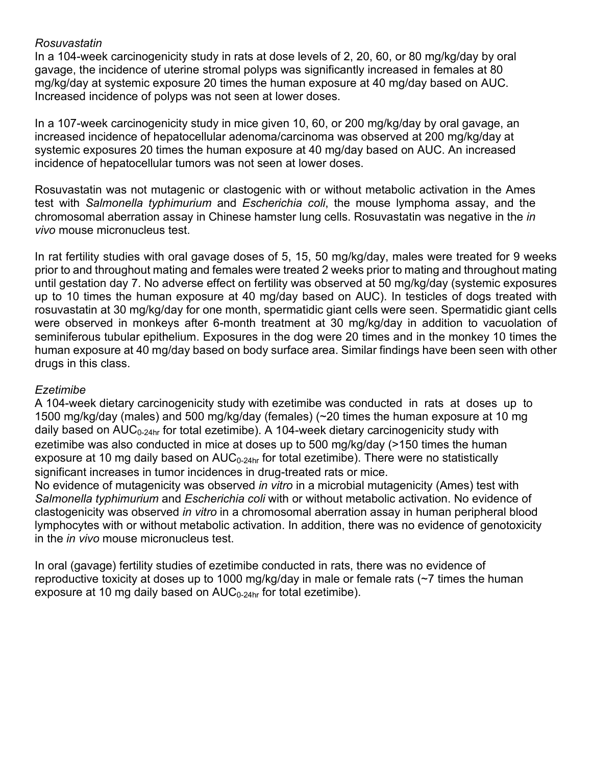*Rosuvastatin*

In a 104-week carcinogenicity study in rats at dose levels of 2, 20, 60, or 80 mg/kg/day by oral gavage, the incidence of uterine stromal polyps was significantly increased in females at 80 mg/kg/day at systemic exposure 20 times the human exposure at 40 mg/day based on AUC. Increased incidence of polyps was not seen at lower doses.

In a 107-week carcinogenicity study in mice given 10, 60, or 200 mg/kg/day by oral gavage, an increased incidence of hepatocellular adenoma/carcinoma was observed at 200 mg/kg/day at systemic exposures 20 times the human exposure at 40 mg/day based on AUC. An increased incidence of hepatocellular tumors was not seen at lower doses.

Rosuvastatin was not mutagenic or clastogenic with or without metabolic activation in the Ames test with *Salmonella typhimurium* and *Escherichia coli*, the mouse lymphoma assay, and the chromosomal aberration assay in Chinese hamster lung cells. Rosuvastatin was negative in the *in vivo* mouse micronucleus test.

In rat fertility studies with oral gavage doses of 5, 15, 50 mg/kg/day, males were treated for 9 weeks prior to and throughout mating and females were treated 2 weeks prior to mating and throughout mating until gestation day 7. No adverse effect on fertility was observed at 50 mg/kg/day (systemic exposures up to 10 times the human exposure at 40 mg/day based on AUC). In testicles of dogs treated with rosuvastatin at 30 mg/kg/day for one month, spermatidic giant cells were seen. Spermatidic giant cells were observed in monkeys after 6-month treatment at 30 mg/kg/day in addition to vacuolation of seminiferous tubular epithelium. Exposures in the dog were 20 times and in the monkey 10 times the human exposure at 40 mg/day based on body surface area. Similar findings have been seen with other drugs in this class.

*Ezetimibe*

A 104-week dietary carcinogenicity study with ezetimibe was conducted in rats at doses up to 1500 mg/kg/day (males) and 500 mg/kg/day (females) (~20 times the human exposure at 10 mg daily based on $AUC_{0\text{-}24hr}$ for total ezetimibe). A 104-week dietary carcinogenicity study with ezetimibe was also conducted in mice at doses up to 500 mg/kg/day (>150 times the human exposure at 10 mg daily based on $AUC_{0\text{-}24hr}$ for total ezetimibe). There were no statistically significant increases in tumor incidences in drug-treated rats or mice.

No evidence of mutagenicity was observed *in vitro* in a microbial mutagenicity (Ames) test with *Salmonella typhimurium* and *Escherichia coli* with or without metabolic activation. No evidence of clastogenicity was observed *in vitro* in a chromosomal aberration assay in human peripheral blood lymphocytes with or without metabolic activation. In addition, there was no evidence of genotoxicity in the *in vivo* mouse micronucleus test.

In oral (gavage) fertility studies of ezetimibe conducted in rats, there was no evidence of reproductive toxicity at doses up to 1000 mg/kg/day in male or female rats (~7 times the human exposure at 10 mg daily based on $AUC_{0\text{-}24hr}$ for total ezetimibe).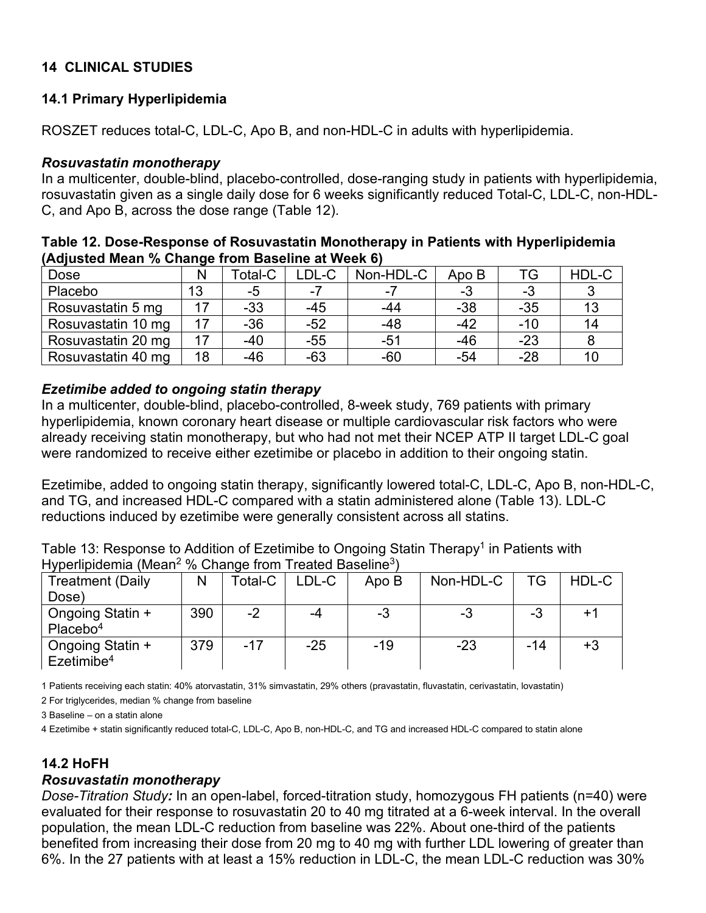## 14 CLINICAL STUDIES

### 14.1 Primary Hyperlipidemia

ROSZET reduces total-C, LDL-C, Apo B, and non-HDL-C in adults with hyperlipidemia.

***Rosuvastatin monotherapy***

In a multicenter, double-blind, placebo-controlled, dose-ranging study in patients with hyperlipidemia, rosuvastatin given as a single daily dose for 6 weeks significantly reduced Total-C, LDL-C, non-HDL-C, and Apo B, across the dose range (Table 12).

**Table 12. Dose-Response of Rosuvastatin Monotherapy in Patients with Hyperlipidemia (Adjusted Mean % Change from Baseline at Week 6)**

| Dose | N | Total-C | LDL-C | Non-HDL-C | Apo B | TG | HDL-C |
|---|---|---|---|---|---|---|---|
| Placebo | 13 | -5 | -7 | -7 | -3 | -3 | 3 |
| Rosuvastatin 5 mg | 17 | -33 | -45 | -44 | -38 | -35 | 13 |
| Rosuvastatin 10 mg | 17 | -36 | -52 | -48 | -42 | -10 | 14 |
| Rosuvastatin 20 mg | 17 | -40 | -55 | -51 | -46 | -23 | 8 |
| Rosuvastatin 40 mg | 18 | -46 | -63 | -60 | -54 | -28 | 10 |

***Ezetimibe added to ongoing statin therapy***

In a multicenter, double-blind, placebo-controlled, 8-week study, 769 patients with primary hyperlipidemia, known coronary heart disease or multiple cardiovascular risk factors who were already receiving statin monotherapy, but who had not met their NCEP ATP II target LDL-C goal were randomized to receive either ezetimibe or placebo in addition to their ongoing statin.

Ezetimibe, added to ongoing statin therapy, significantly lowered total-C, LDL-C, Apo B, non-HDL-C, and TG, and increased HDL-C compared with a statin administered alone (Table 13). LDL-C reductions induced by ezetimibe were generally consistent across all statins.

Table 13: Response to Addition of Ezetimibe to Ongoing Statin Therapy[1] in Patients with Hyperlipidemia (Mean[2] % Change from Treated Baseline[3])

| Treatment (Daily Dose) | N | Total-C | LDL-C | Apo B | Non-HDL-C | TG | HDL-C |
|---|---|---|---|---|---|---|---|
| Ongoing Statin + Placebo[4] | 390 | -2 | -4 | -3 | -3 | -3 | +1 |
| Ongoing Statin + Ezetimibe[4] | 379 | -17 | -25 | -19 | -23 | -14 | +3 |

1 Patients receiving each statin: 40% atorvastatin, 31% simvastatin, 29% others (pravastatin, fluvastatin, cerivastatin, lovastatin)

2 For triglycerides, median % change from baseline

3 Baseline – on a statin alone

4 Ezetimibe + statin significantly reduced total-C, LDL-C, Apo B, non-HDL-C, and TG and increased HDL-C compared to statin alone

### 14.2 HoFH

***Rosuvastatin monotherapy***

*Dose-Titration Study:* In an open-label, forced-titration study, homozygous FH patients (n=40) were evaluated for their response to rosuvastatin 20 to 40 mg titrated at a 6-week interval. In the overall population, the mean LDL-C reduction from baseline was 22%. About one-third of the patients benefited from increasing their dose from 20 mg to 40 mg with further LDL lowering of greater than 6%. In the 27 patients with at least a 15% reduction in LDL-C, the mean LDL-C reduction was 30%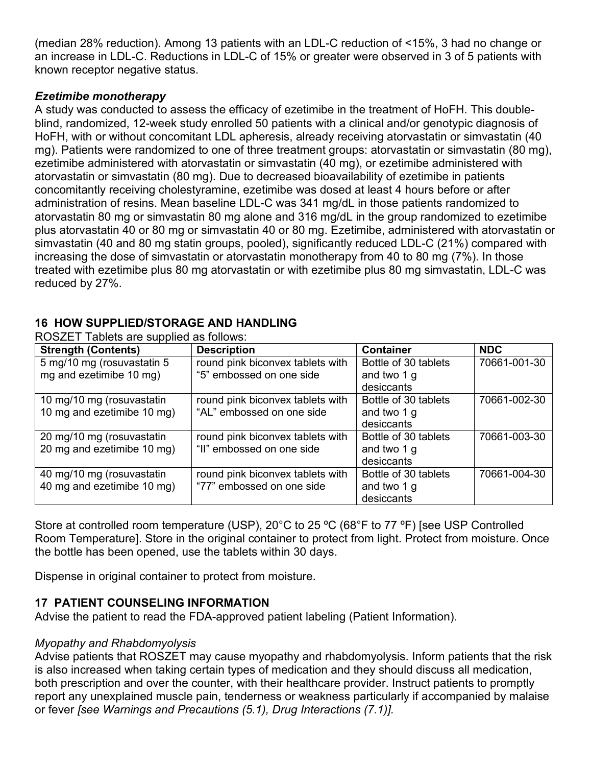(median 28% reduction). Among 13 patients with an LDL-C reduction of <15%, 3 had no change or an increase in LDL-C. Reductions in LDL-C of 15% or greater were observed in 3 of 5 patients with known receptor negative status.

***Ezetimibe monotherapy***

A study was conducted to assess the efficacy of ezetimibe in the treatment of HoFH. This double-blind, randomized, 12-week study enrolled 50 patients with a clinical and/or genotypic diagnosis of HoFH, with or without concomitant LDL apheresis, already receiving atorvastatin or simvastatin (40 mg). Patients were randomized to one of three treatment groups: atorvastatin or simvastatin (80 mg), ezetimibe administered with atorvastatin or simvastatin (40 mg), or ezetimibe administered with atorvastatin or simvastatin (80 mg). Due to decreased bioavailability of ezetimibe in patients concomitantly receiving cholestyramine, ezetimibe was dosed at least 4 hours before or after administration of resins. Mean baseline LDL-C was 341 mg/dL in those patients randomized to atorvastatin 80 mg or simvastatin 80 mg alone and 316 mg/dL in the group randomized to ezetimibe plus atorvastatin 40 or 80 mg or simvastatin 40 or 80 mg. Ezetimibe, administered with atorvastatin or simvastatin (40 and 80 mg statin groups, pooled), significantly reduced LDL-C (21%) compared with increasing the dose of simvastatin or atorvastatin monotherapy from 40 to 80 mg (7%). In those treated with ezetimibe plus 80 mg atorvastatin or with ezetimibe plus 80 mg simvastatin, LDL-C was reduced by 27%.

## 16 HOW SUPPLIED/STORAGE AND HANDLING

ROSZET Tablets are supplied as follows:

| Strength (Contents) | Description | Container | NDC |
|---|---|---|---|
| 5 mg/10 mg (rosuvastatin 5 mg and ezetimibe 10 mg) | round pink biconvex tablets with "5" embossed on one side | Bottle of 30 tablets and two 1 g desiccants | 70661-001-30 |
| 10 mg/10 mg (rosuvastatin 10 mg and ezetimibe 10 mg) | round pink biconvex tablets with "AL" embossed on one side | Bottle of 30 tablets and two 1 g desiccants | 70661-002-30 |
| 20 mg/10 mg (rosuvastatin 20 mg and ezetimibe 10 mg) | round pink biconvex tablets with "II" embossed on one side | Bottle of 30 tablets and two 1 g desiccants | 70661-003-30 |
| 40 mg/10 mg (rosuvastatin 40 mg and ezetimibe 10 mg) | round pink biconvex tablets with "77" embossed on one side | Bottle of 30 tablets and two 1 g desiccants | 70661-004-30 |

Store at controlled room temperature (USP), 20°C to 25 ºC (68°F to 77 ºF) [see USP Controlled Room Temperature]. Store in the original container to protect from light. Protect from moisture. Once the bottle has been opened, use the tablets within 30 days.

Dispense in original container to protect from moisture.

## 17 PATIENT COUNSELING INFORMATION

Advise the patient to read the FDA-approved patient labeling (Patient Information).

*Myopathy and Rhabdomyolysis*

Advise patients that ROSZET may cause myopathy and rhabdomyolysis. Inform patients that the risk is also increased when taking certain types of medication and they should discuss all medication, both prescription and over the counter, with their healthcare provider. Instruct patients to promptly report any unexplained muscle pain, tenderness or weakness particularly if accompanied by malaise or fever *[see Warnings and Precautions (5.1), Drug Interactions (7.1)].*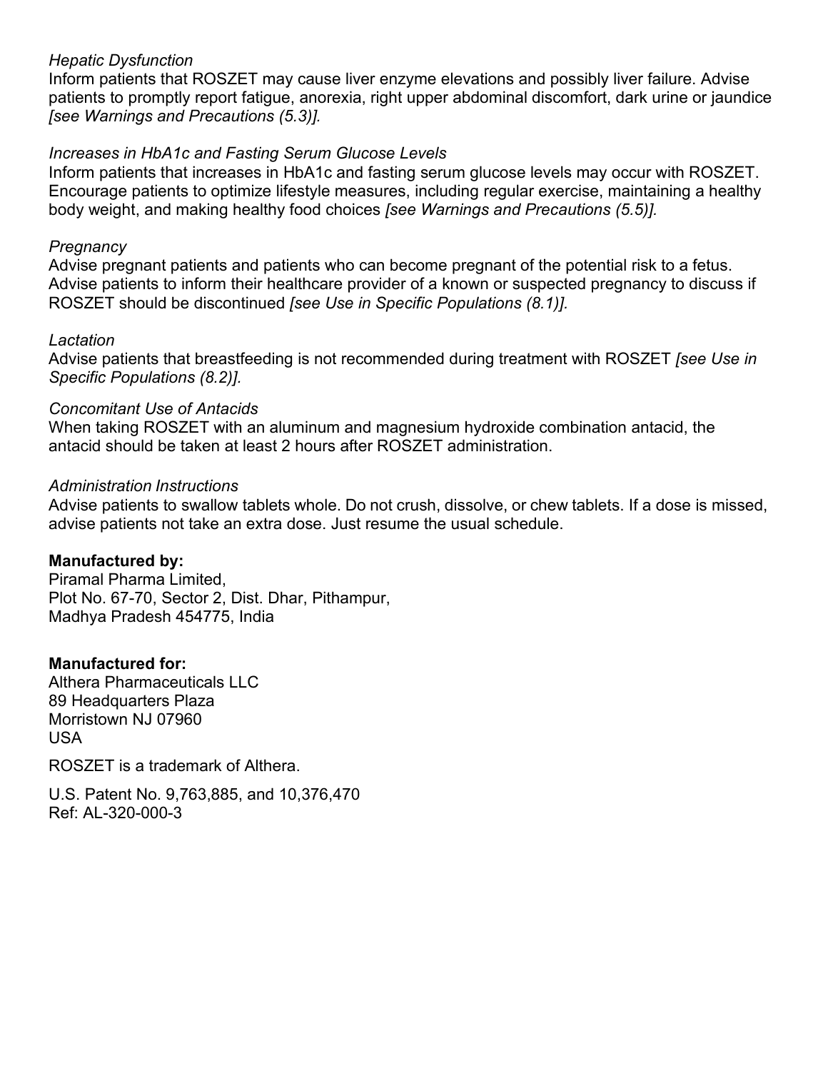*Hepatic Dysfunction*
Inform patients that ROSZET may cause liver enzyme elevations and possibly liver failure. Advise patients to promptly report fatigue, anorexia, right upper abdominal discomfort, dark urine or jaundice *[see Warnings and Precautions (5.3)].*

*Increases in HbA1c and Fasting Serum Glucose Levels*
Inform patients that increases in HbA1c and fasting serum glucose levels may occur with ROSZET. Encourage patients to optimize lifestyle measures, including regular exercise, maintaining a healthy body weight, and making healthy food choices *[see Warnings and Precautions (5.5)].*

*Pregnancy*
Advise pregnant patients and patients who can become pregnant of the potential risk to a fetus. Advise patients to inform their healthcare provider of a known or suspected pregnancy to discuss if ROSZET should be discontinued *[see Use in Specific Populations (8.1)].*

*Lactation*
Advise patients that breastfeeding is not recommended during treatment with ROSZET *[see Use in Specific Populations (8.2)].*

*Concomitant Use of Antacids*
When taking ROSZET with an aluminum and magnesium hydroxide combination antacid, the antacid should be taken at least 2 hours after ROSZET administration.

*Administration Instructions*
Advise patients to swallow tablets whole. Do not crush, dissolve, or chew tablets. If a dose is missed, advise patients not take an extra dose. Just resume the usual schedule.

**Manufactured by:**
Piramal Pharma Limited,
Plot No. 67-70, Sector 2, Dist. Dhar, Pithampur,
Madhya Pradesh 454775, India

**Manufactured for:**
Althera Pharmaceuticals LLC
89 Headquarters Plaza
Morristown NJ 07960
USA

ROSZET is a trademark of Althera.

U.S. Patent No. 9,763,885, and 10,376,470
Ref: AL-320-000-3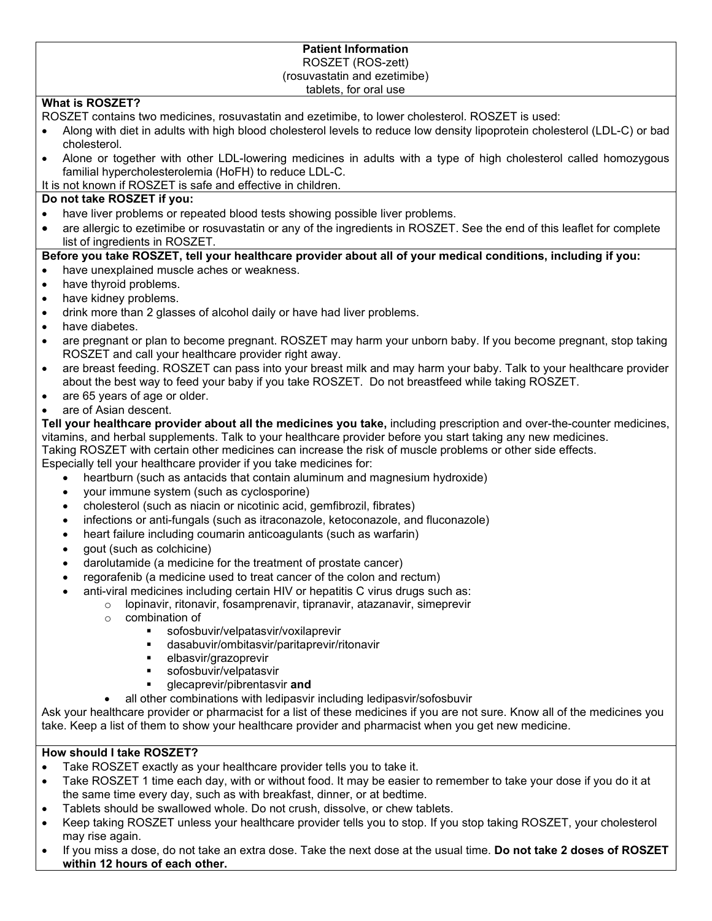**Patient Information**

ROSZET (ROS-zett)

(rosuvastatin and ezetimibe)

tablets, for oral use

**What is ROSZET?**

ROSZET contains two medicines, rosuvastatin and ezetimibe, to lower cholesterol. ROSZET is used:

- Along with diet in adults with high blood cholesterol levels to reduce low density lipoprotein cholesterol (LDL-C) or bad cholesterol.
- Alone or together with other LDL-lowering medicines in adults with a type of high cholesterol called homozygous familial hypercholesterolemia (HoFH) to reduce LDL-C.

It is not known if ROSZET is safe and effective in children.

**Do not take ROSZET if you:**

- have liver problems or repeated blood tests showing possible liver problems.
- are allergic to ezetimibe or rosuvastatin or any of the ingredients in ROSZET. See the end of this leaflet for complete list of ingredients in ROSZET.

**Before you take ROSZET, tell your healthcare provider about all of your medical conditions, including if you:**

- have unexplained muscle aches or weakness.
- have thyroid problems.
- have kidney problems.
- drink more than 2 glasses of alcohol daily or have had liver problems.
- have diabetes.
- are pregnant or plan to become pregnant. ROSZET may harm your unborn baby. If you become pregnant, stop taking ROSZET and call your healthcare provider right away.
- are breast feeding. ROSZET can pass into your breast milk and may harm your baby. Talk to your healthcare provider about the best way to feed your baby if you take ROSZET. Do not breastfeed while taking ROSZET.
- are 65 years of age or older.
- are of Asian descent.

**Tell your healthcare provider about all the medicines you take,** including prescription and over-the-counter medicines, vitamins, and herbal supplements. Talk to your healthcare provider before you start taking any new medicines.

Taking ROSZET with certain other medicines can increase the risk of muscle problems or other side effects.

Especially tell your healthcare provider if you take medicines for:

- heartburn (such as antacids that contain aluminum and magnesium hydroxide)
- your immune system (such as cyclosporine)
- cholesterol (such as niacin or nicotinic acid, gemfibrozil, fibrates)
- infections or anti-fungals (such as itraconazole, ketoconazole, and fluconazole)
- heart failure including coumarin anticoagulants (such as warfarin)
- gout (such as colchicine)
- darolutamide (a medicine for the treatment of prostate cancer)
- regorafenib (a medicine used to treat cancer of the colon and rectum)
- anti-viral medicines including certain HIV or hepatitis C virus drugs such as:
  - lopinavir, ritonavir, fosamprenavir, tipranavir, atazanavir, simeprevir
  - combination of
    - sofosbuvir/velpatasvir/voxilaprevir
    - dasabuvir/ombitasvir/paritaprevir/ritonavir
    - elbasvir/grazoprevir
    - sofosbuvir/velpatasvir
    - glecaprevir/pibrentasvir **and**
  - all other combinations with ledipasvir including ledipasvir/sofosbuvir

Ask your healthcare provider or pharmacist for a list of these medicines if you are not sure. Know all of the medicines you take. Keep a list of them to show your healthcare provider and pharmacist when you get new medicine.

**How should I take ROSZET?**

- Take ROSZET exactly as your healthcare provider tells you to take it.
- Take ROSZET 1 time each day, with or without food. It may be easier to remember to take your dose if you do it at the same time every day, such as with breakfast, dinner, or at bedtime.
- Tablets should be swallowed whole. Do not crush, dissolve, or chew tablets.
- Keep taking ROSZET unless your healthcare provider tells you to stop. If you stop taking ROSZET, your cholesterol may rise again.
- If you miss a dose, do not take an extra dose. Take the next dose at the usual time. **Do not take 2 doses of ROSZET within 12 hours of each other.**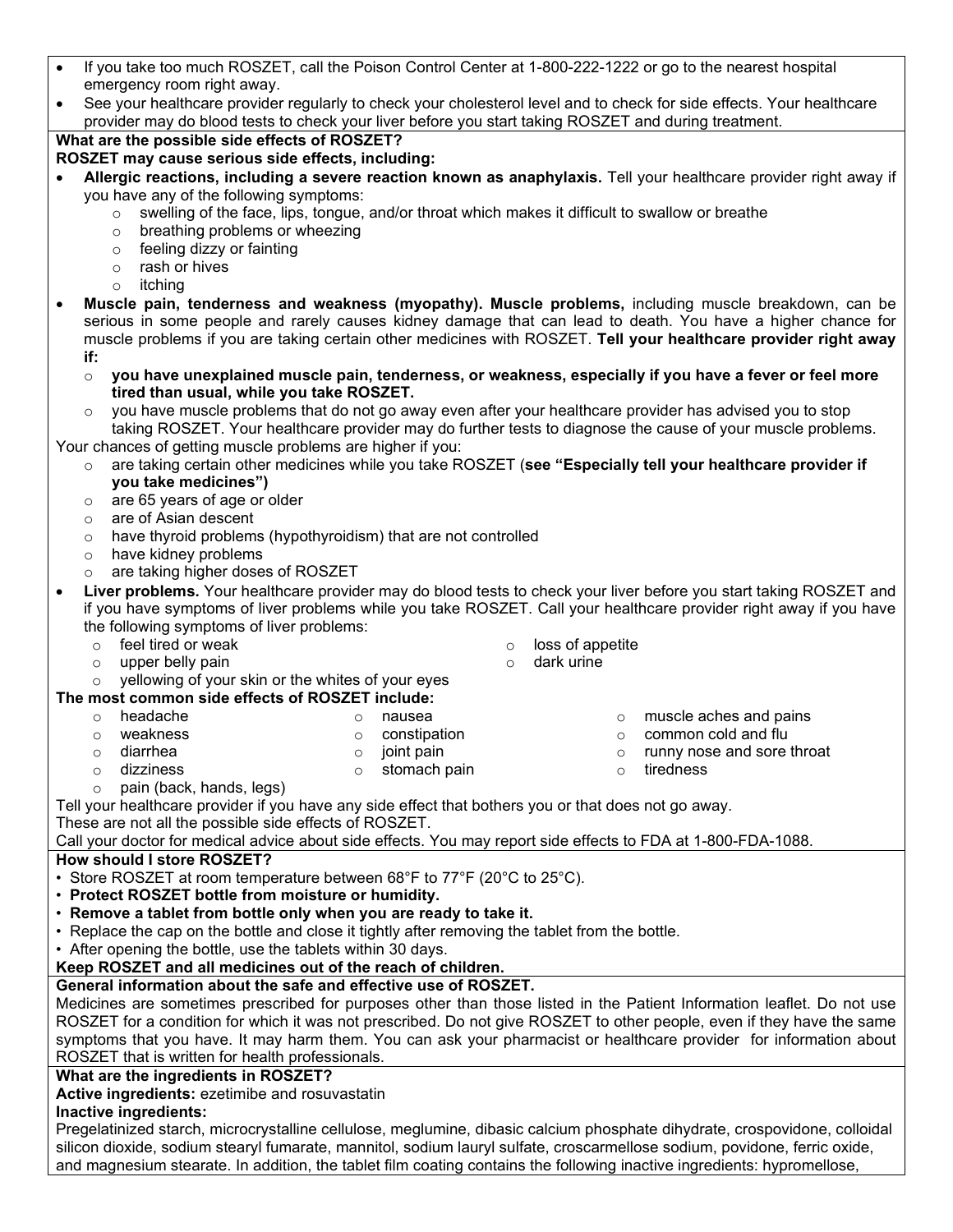- If you take too much ROSZET, call the Poison Control Center at 1-800-222-1222 or go to the nearest hospital emergency room right away.
- See your healthcare provider regularly to check your cholesterol level and to check for side effects. Your healthcare provider may do blood tests to check your liver before you start taking ROSZET and during treatment.

**What are the possible side effects of ROSZET?**

**ROSZET may cause serious side effects, including:**

- **Allergic reactions, including a severe reaction known as anaphylaxis.** Tell your healthcare provider right away if you have any of the following symptoms:
  - swelling of the face, lips, tongue, and/or throat which makes it difficult to swallow or breathe
  - breathing problems or wheezing
  - feeling dizzy or fainting
  - rash or hives
  - itching
- **Muscle pain, tenderness and weakness (myopathy). Muscle problems,** including muscle breakdown, can be serious in some people and rarely causes kidney damage that can lead to death. You have a higher chance for muscle problems if you are taking certain other medicines with ROSZET. **Tell your healthcare provider right away if:**
  - **you have unexplained muscle pain, tenderness, or weakness, especially if you have a fever or feel more tired than usual, while you take ROSZET.**
  - you have muscle problems that do not go away even after your healthcare provider has advised you to stop taking ROSZET. Your healthcare provider may do further tests to diagnose the cause of your muscle problems.

Your chances of getting muscle problems are higher if you:

- are taking certain other medicines while you take ROSZET (**see "Especially tell your healthcare provider if you take medicines")**
- are 65 years of age or older
- are of Asian descent
- have thyroid problems (hypothyroidism) that are not controlled
- have kidney problems
- are taking higher doses of ROSZET

- **Liver problems.** Your healthcare provider may do blood tests to check your liver before you start taking ROSZET and if you have symptoms of liver problems while you take ROSZET. Call your healthcare provider right away if you have the following symptoms of liver problems:
  - feel tired or weak
  - upper belly pain
  - yellowing of your skin or the whites of your eyes
  - loss of appetite
  - dark urine

**The most common side effects of ROSZET include:**

- headache
- weakness
- diarrhea
- dizziness
- pain (back, hands, legs)
- nausea
- constipation
- joint pain
- stomach pain
- muscle aches and pains
- common cold and flu
- runny nose and sore throat
- tiredness

Tell your healthcare provider if you have any side effect that bothers you or that does not go away.

These are not all the possible side effects of ROSZET.

Call your doctor for medical advice about side effects. You may report side effects to FDA at 1-800-FDA-1088.

**How should I store ROSZET?**

- Store ROSZET at room temperature between 68°F to 77°F (20°C to 25°C).
- **Protect ROSZET bottle from moisture or humidity.**
- **Remove a tablet from bottle only when you are ready to take it.**
- Replace the cap on the bottle and close it tightly after removing the tablet from the bottle.
- After opening the bottle, use the tablets within 30 days.

**Keep ROSZET and all medicines out of the reach of children.**

**General information about the safe and effective use of ROSZET.**

Medicines are sometimes prescribed for purposes other than those listed in the Patient Information leaflet. Do not use ROSZET for a condition for which it was not prescribed. Do not give ROSZET to other people, even if they have the same symptoms that you have. It may harm them. You can ask your pharmacist or healthcare provider for information about ROSZET that is written for health professionals.

**What are the ingredients in ROSZET?**

**Active ingredients:** ezetimibe and rosuvastatin

**Inactive ingredients:**

Pregelatinized starch, microcrystalline cellulose, meglumine, dibasic calcium phosphate dihydrate, crospovidone, colloidal silicon dioxide, sodium stearyl fumarate, mannitol, sodium lauryl sulfate, croscarmellose sodium, povidone, ferric oxide, and magnesium stearate. In addition, the tablet film coating contains the following inactive ingredients: hypromellose,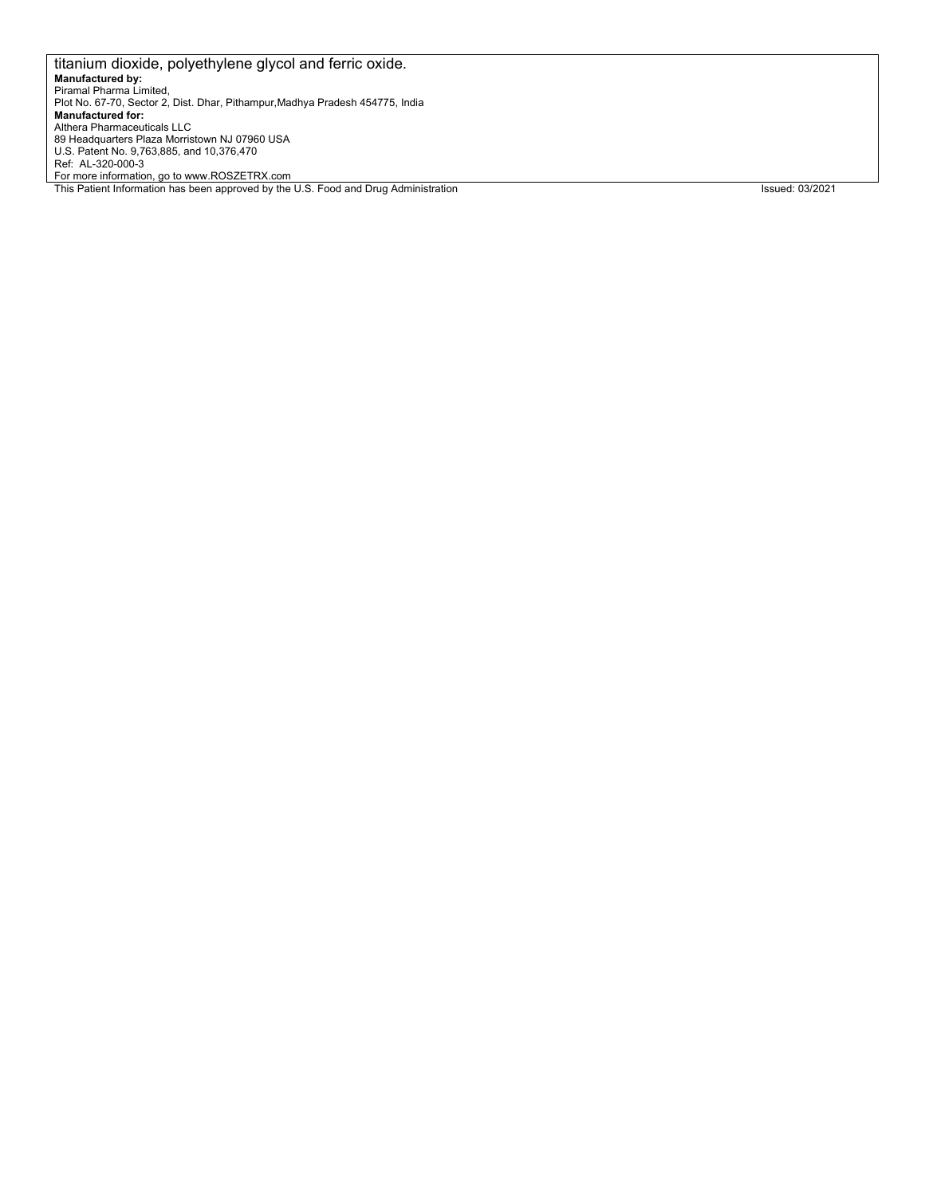titanium dioxide, polyethylene glycol and ferric oxide.

**Manufactured by:**
Piramal Pharma Limited,
Plot No. 67-70, Sector 2, Dist. Dhar, Pithampur,Madhya Pradesh 454775, India

**Manufactured for:**
Althera Pharmaceuticals LLC
89 Headquarters Plaza Morristown NJ 07960 USA
U.S. Patent No. 9,763,885, and 10,376,470
Ref: AL-320-000-3
For more information, go to www.ROSZETRX.com

This Patient Information has been approved by the U.S. Food and Drug Administration Issued: 03/2021